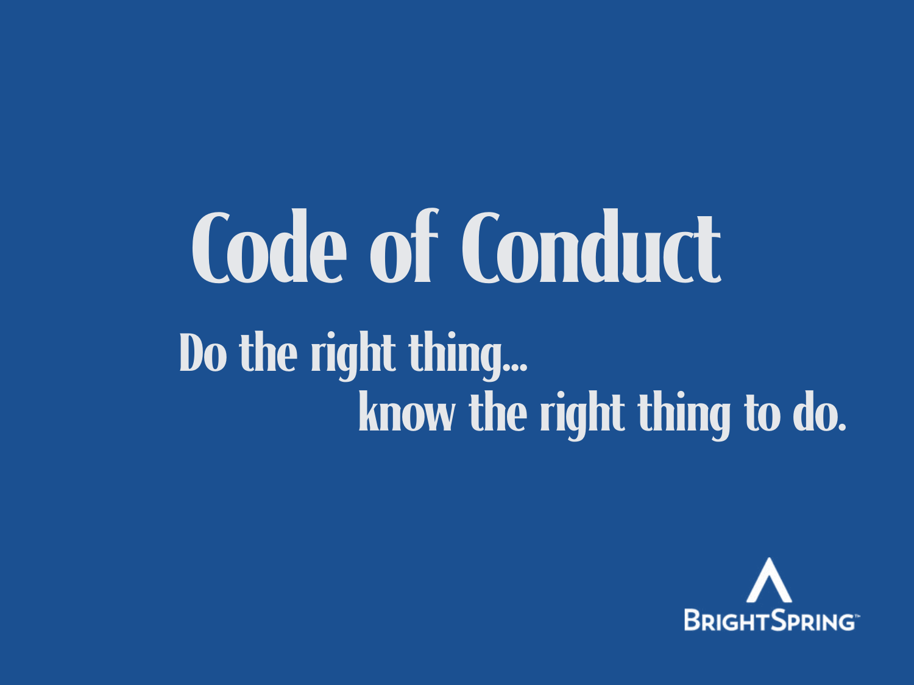# Code of Conduct

## Do the right thing...
## know the right thing to do.

BRIGHTSPRING™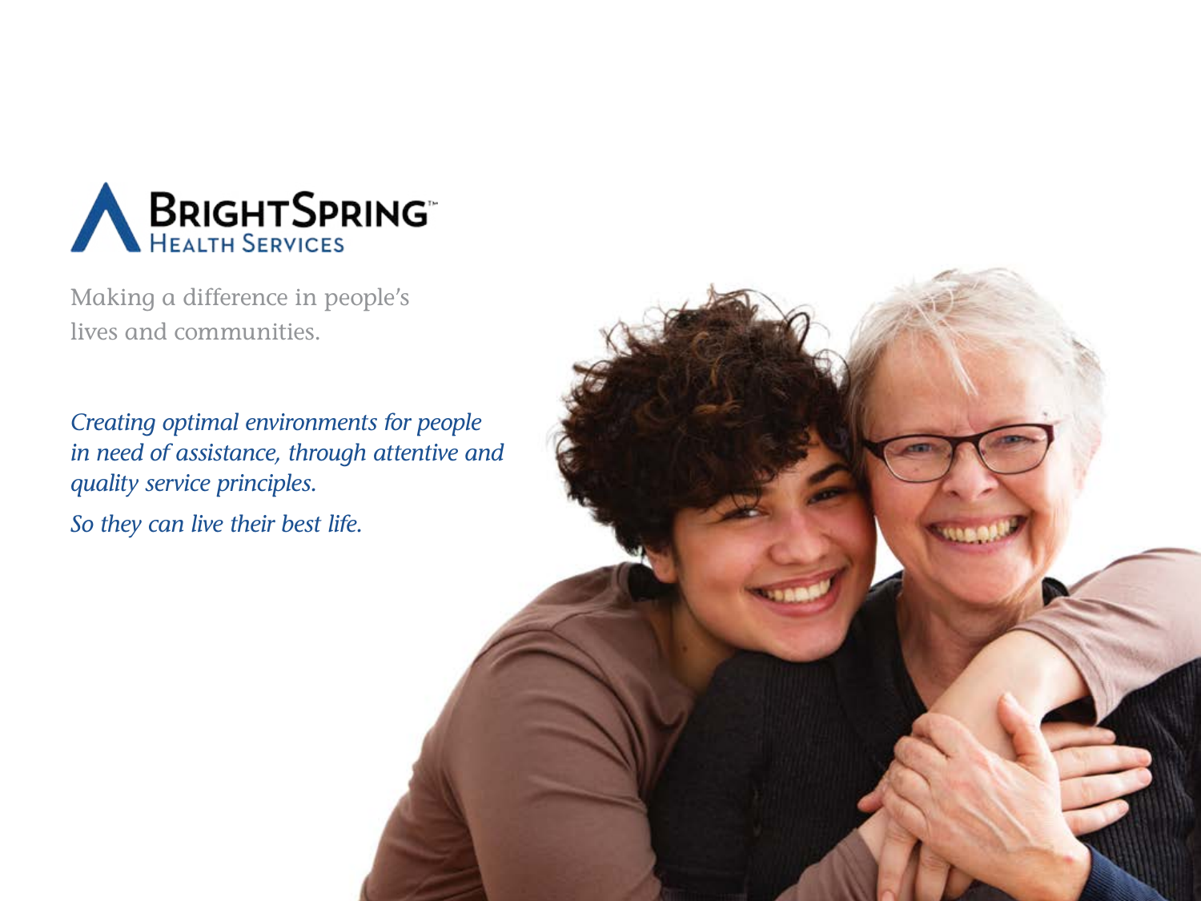BrightSpring™ Health Services

Making a difference in people's lives and communities.

*Creating optimal environments for people in need of assistance, through attentive and quality service principles.*

*So they can live their best life.*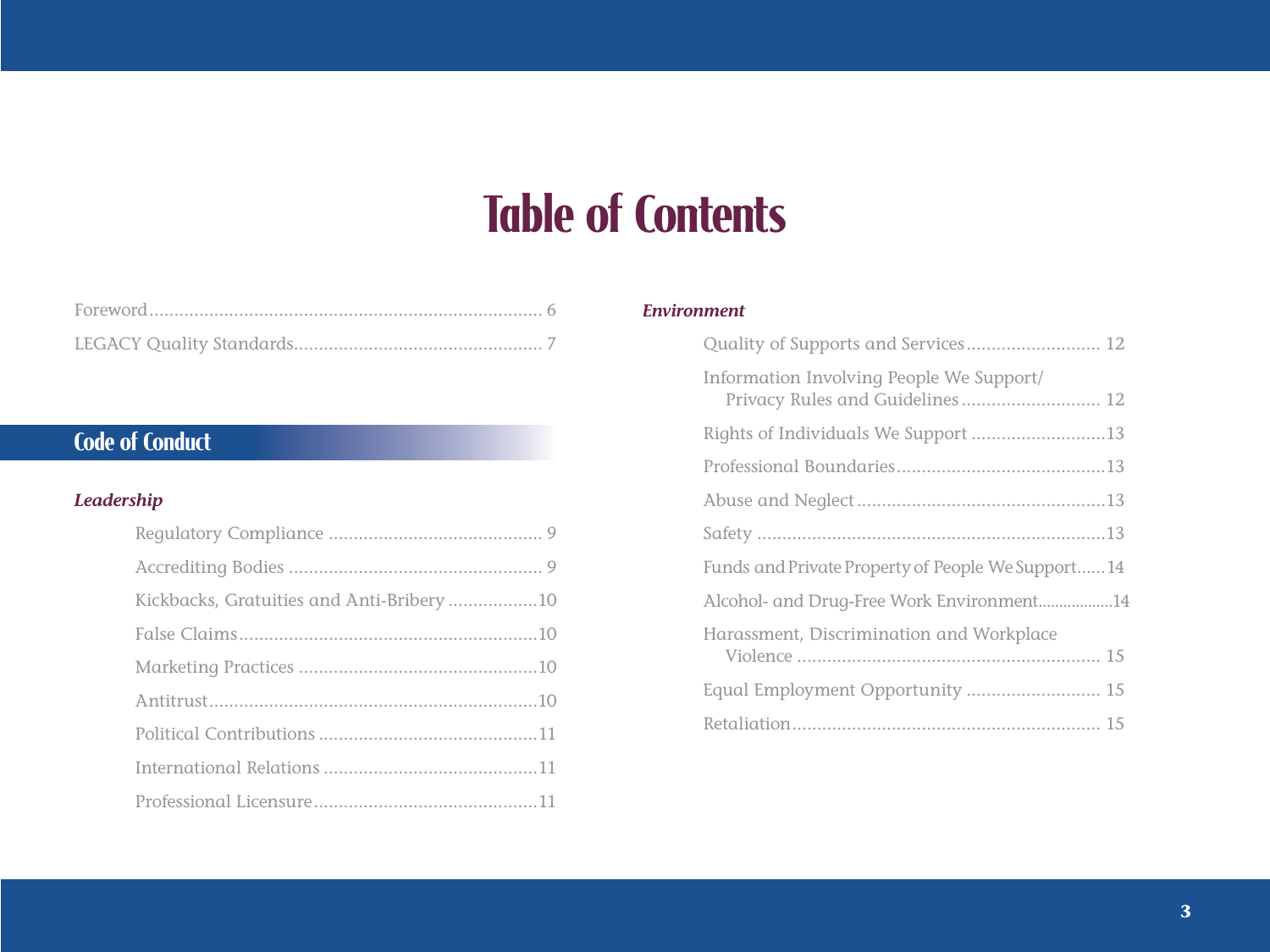# Table of Contents

Foreword .......... 6

LEGACY Quality Standards .......... 7

## Code of Conduct

### *Leadership*

Regulatory Compliance .......... 9

Accrediting Bodies .......... 9

Kickbacks, Gratuities and Anti-Bribery .......... 10

False Claims .......... 10

Marketing Practices .......... 10

Antitrust .......... 10

Political Contributions .......... 11

International Relations .......... 11

Professional Licensure .......... 11

### *Environment*

Quality of Supports and Services .......... 12

Information Involving People We Support/ Privacy Rules and Guidelines .......... 12

Rights of Individuals We Support .......... 13

Professional Boundaries .......... 13

Abuse and Neglect .......... 13

Safety .......... 13

Funds and Private Property of People We Support .......... 14

Alcohol- and Drug-Free Work Environment .......... 14

Harassment, Discrimination and Workplace Violence .......... 15

Equal Employment Opportunity .......... 15

Retaliation .......... 15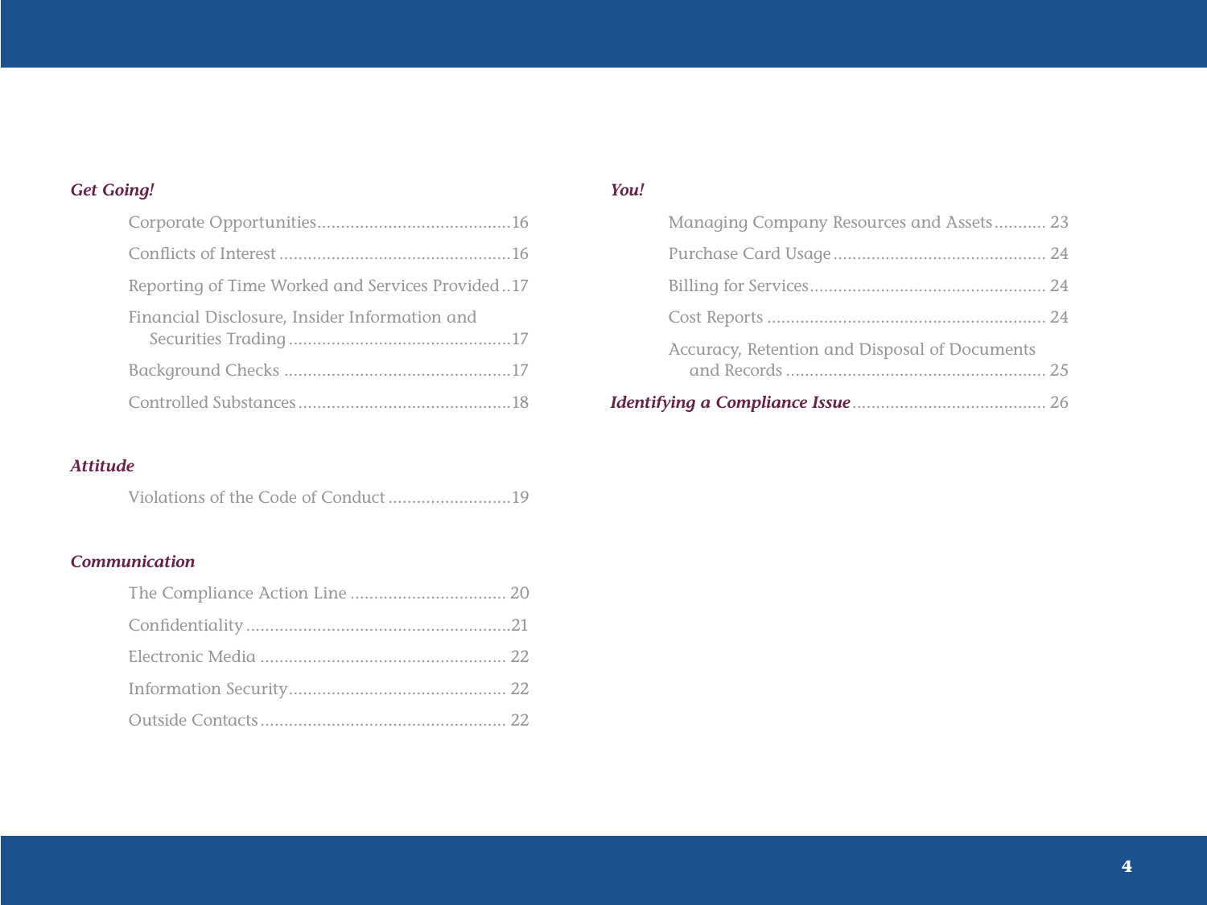*Get Going!*

- Corporate Opportunities........................................16
- Conflicts of Interest ................................................16
- Reporting of Time Worked and Services Provided ..17
- Financial Disclosure, Insider Information and Securities Trading ...............................................17
- Background Checks ...............................................17
- Controlled Substances............................................18

*Attitude*

- Violations of the Code of Conduct .........................19

*Communication*

- The Compliance Action Line ................................ 20
- Confidentiality .......................................................21
- Electronic Media ................................................... 22
- Information Security............................................. 22
- Outside Contacts ................................................... 22

*You!*

- Managing Company Resources and Assets........... 23
- Purchase Card Usage ............................................ 24
- Billing for Services................................................. 24
- Cost Reports .......................................................... 24
- Accuracy, Retention and Disposal of Documents and Records ...................................................... 25

***Identifying a Compliance Issue***........................................ 26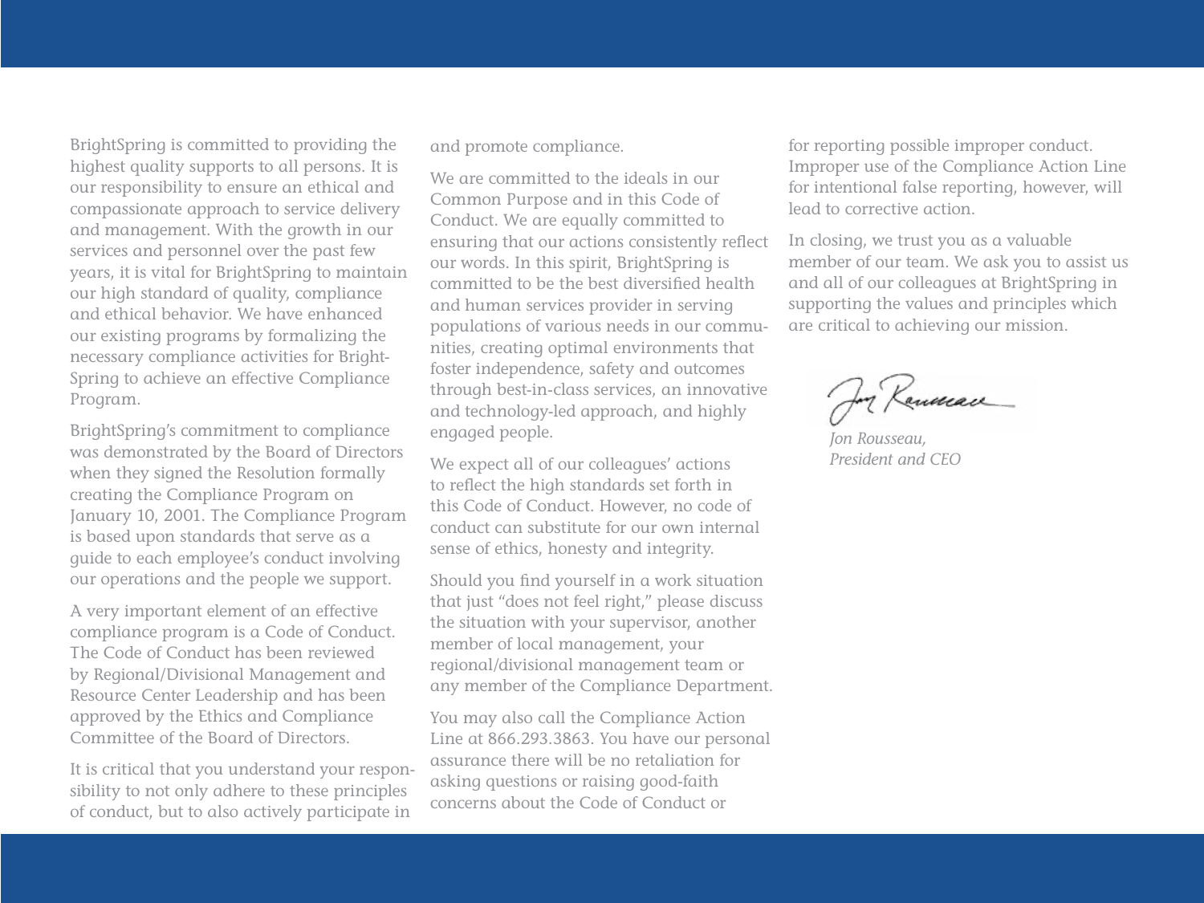BrightSpring is committed to providing the highest quality supports to all persons. It is our responsibility to ensure an ethical and compassionate approach to service delivery and management. With the growth in our services and personnel over the past few years, it is vital for BrightSpring to maintain our high standard of quality, compliance and ethical behavior. We have enhanced our existing programs by formalizing the necessary compliance activities for BrightSpring to achieve an effective Compliance Program.

BrightSpring's commitment to compliance was demonstrated by the Board of Directors when they signed the Resolution formally creating the Compliance Program on January 10, 2001. The Compliance Program is based upon standards that serve as a guide to each employee's conduct involving our operations and the people we support.

A very important element of an effective compliance program is a Code of Conduct. The Code of Conduct has been reviewed by Regional/Divisional Management and Resource Center Leadership and has been approved by the Ethics and Compliance Committee of the Board of Directors.

It is critical that you understand your responsibility to not only adhere to these principles of conduct, but to also actively participate in and promote compliance.

We are committed to the ideals in our Common Purpose and in this Code of Conduct. We are equally committed to ensuring that our actions consistently reflect our words. In this spirit, BrightSpring is committed to be the best diversified health and human services provider in serving populations of various needs in our communities, creating optimal environments that foster independence, safety and outcomes through best-in-class services, an innovative and technology-led approach, and highly engaged people.

We expect all of our colleagues' actions to reflect the high standards set forth in this Code of Conduct. However, no code of conduct can substitute for our own internal sense of ethics, honesty and integrity.

Should you find yourself in a work situation that just "does not feel right," please discuss the situation with your supervisor, another member of local management, your regional/divisional management team or any member of the Compliance Department.

You may also call the Compliance Action Line at 866.293.3863. You have our personal assurance there will be no retaliation for asking questions or raising good-faith concerns about the Code of Conduct or for reporting possible improper conduct. Improper use of the Compliance Action Line for intentional false reporting, however, will lead to corrective action.

In closing, we trust you as a valuable member of our team. We ask you to assist us and all of our colleagues at BrightSpring in supporting the values and principles which are critical to achieving our mission.

*Jon Rousseau,*
*President and CEO*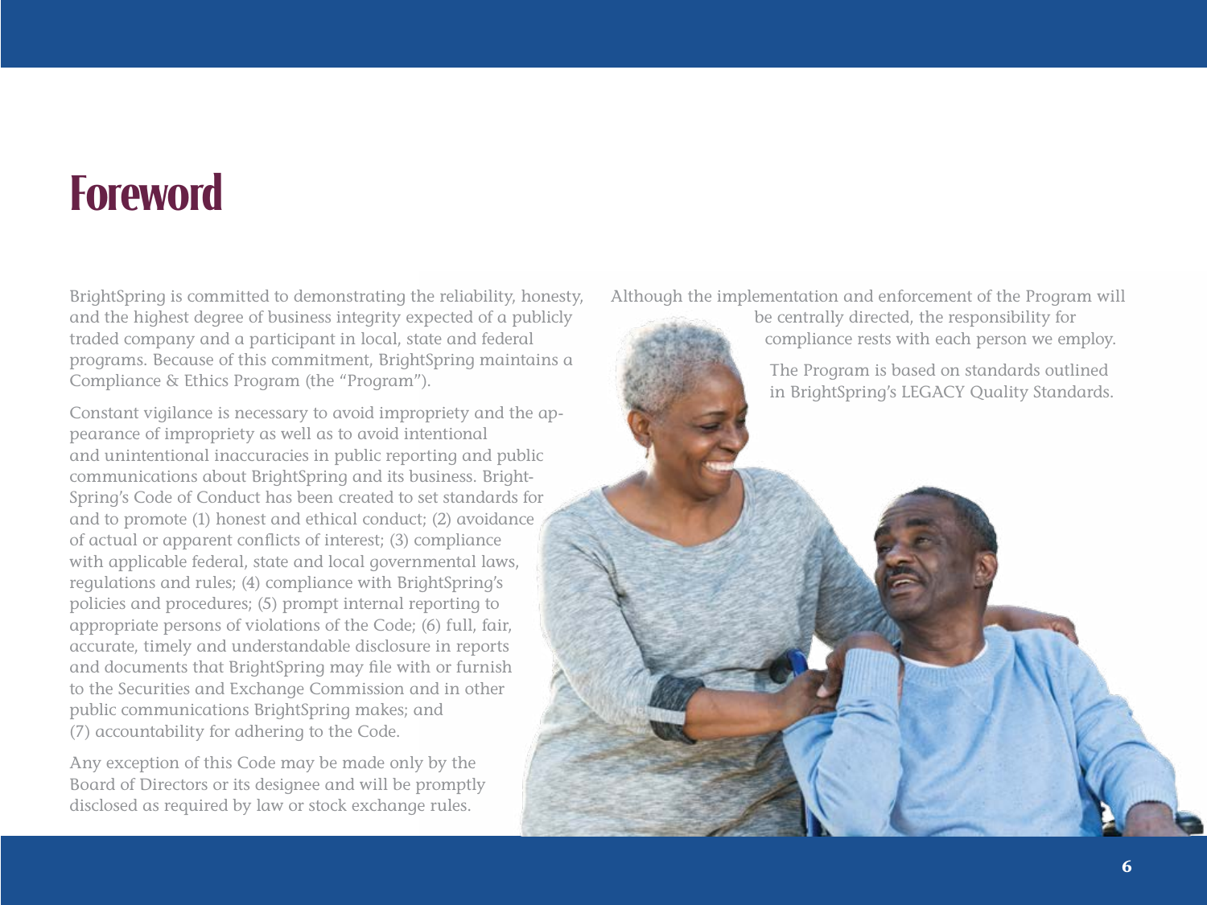# Foreword

BrightSpring is committed to demonstrating the reliability, honesty, and the highest degree of business integrity expected of a publicly traded company and a participant in local, state and federal programs. Because of this commitment, BrightSpring maintains a Compliance & Ethics Program (the "Program").

Constant vigilance is necessary to avoid impropriety and the appearance of impropriety as well as to avoid intentional and unintentional inaccuracies in public reporting and public communications about BrightSpring and its business. BrightSpring's Code of Conduct has been created to set standards for and to promote (1) honest and ethical conduct; (2) avoidance of actual or apparent conflicts of interest; (3) compliance with applicable federal, state and local governmental laws, regulations and rules; (4) compliance with BrightSpring's policies and procedures; (5) prompt internal reporting to appropriate persons of violations of the Code; (6) full, fair, accurate, timely and understandable disclosure in reports and documents that BrightSpring may file with or furnish to the Securities and Exchange Commission and in other public communications BrightSpring makes; and (7) accountability for adhering to the Code.

Any exception of this Code may be made only by the Board of Directors or its designee and will be promptly disclosed as required by law or stock exchange rules.

Although the implementation and enforcement of the Program will be centrally directed, the responsibility for compliance rests with each person we employ.

The Program is based on standards outlined in BrightSpring's LEGACY Quality Standards.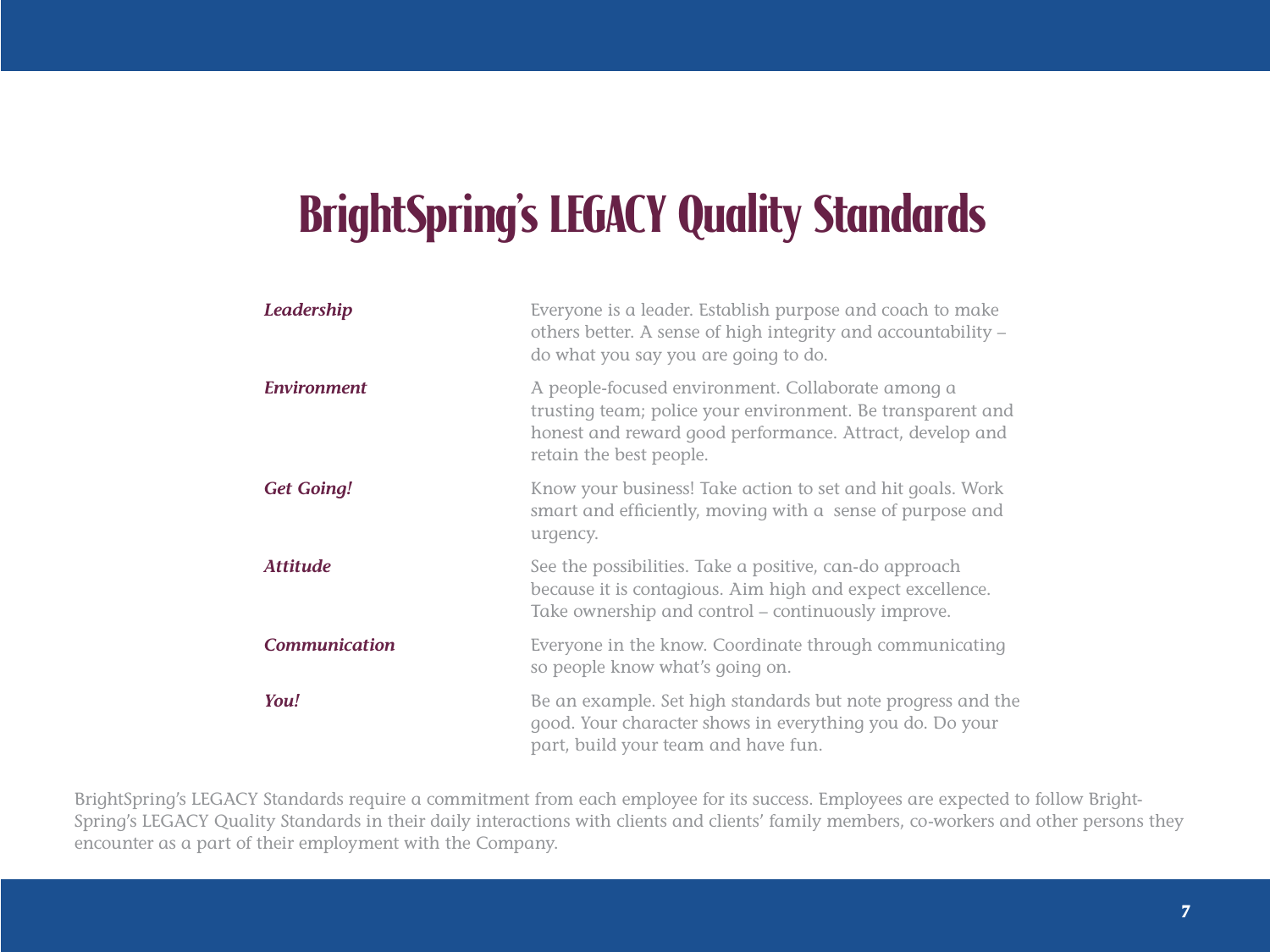# BrightSpring's LEGACY Quality Standards

| | |
|---|---|
| ***Leadership*** | Everyone is a leader. Establish purpose and coach to make others better. A sense of high integrity and accountability – do what you say you are going to do. |
| ***Environment*** | A people-focused environment. Collaborate among a trusting team; police your environment. Be transparent and honest and reward good performance. Attract, develop and retain the best people. |
| ***Get Going!*** | Know your business! Take action to set and hit goals. Work smart and efficiently, moving with a  sense of purpose and urgency. |
| ***Attitude*** | See the possibilities. Take a positive, can-do approach because it is contagious. Aim high and expect excellence. Take ownership and control – continuously improve. |
| ***Communication*** | Everyone in the know. Coordinate through communicating so people know what's going on. |
| ***You!*** | Be an example. Set high standards but note progress and the good. Your character shows in everything you do. Do your part, build your team and have fun. |

BrightSpring's LEGACY Standards require a commitment from each employee for its success. Employees are expected to follow BrightSpring's LEGACY Quality Standards in their daily interactions with clients and clients' family members, co-workers and other persons they encounter as a part of their employment with the Company.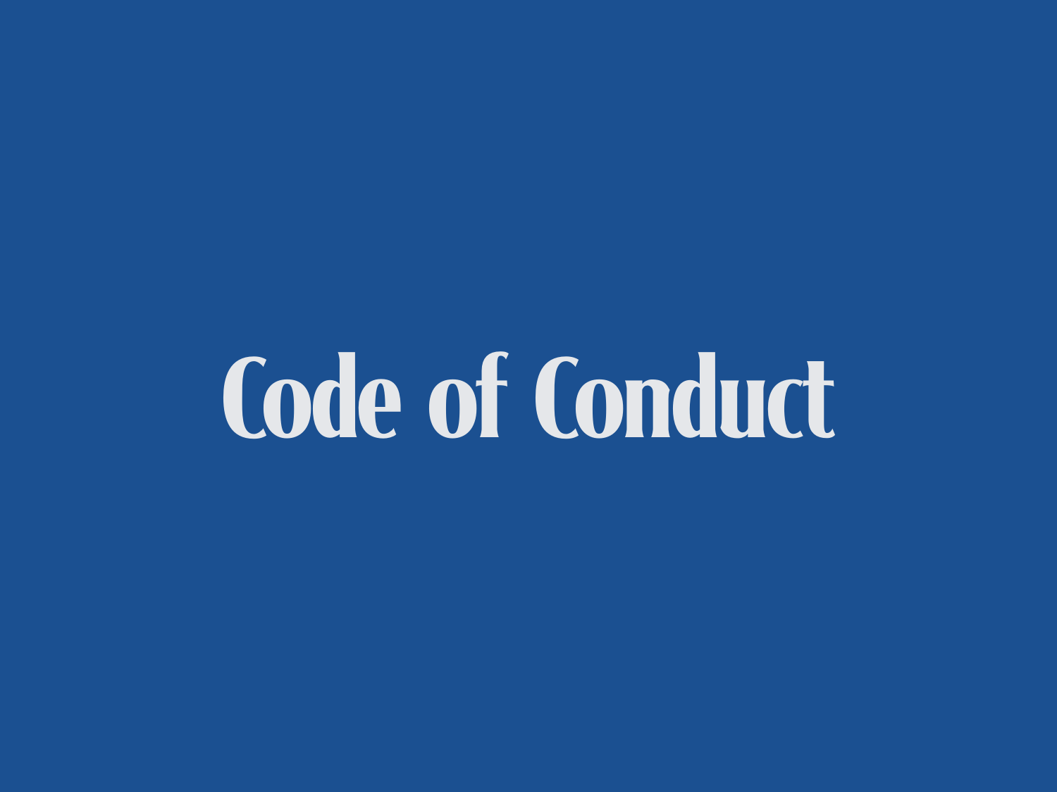# Code of Conduct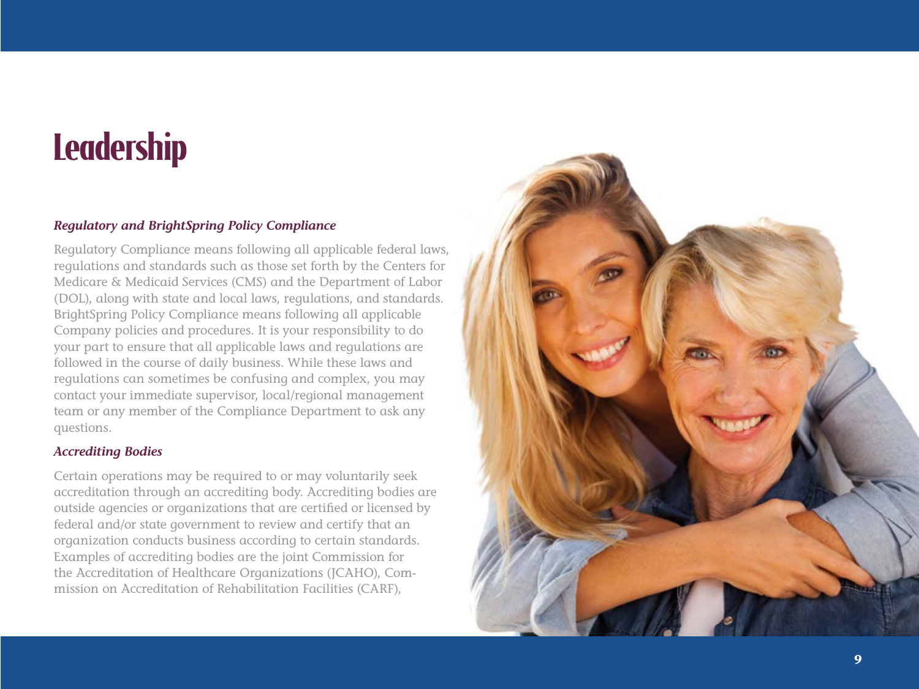# Leadership

***Regulatory and BrightSpring Policy Compliance***

Regulatory Compliance means following all applicable federal laws, regulations and standards such as those set forth by the Centers for Medicare & Medicaid Services (CMS) and the Department of Labor (DOL), along with state and local laws, regulations, and standards. BrightSpring Policy Compliance means following all applicable Company policies and procedures. It is your responsibility to do your part to ensure that all applicable laws and regulations are followed in the course of daily business. While these laws and regulations can sometimes be confusing and complex, you may contact your immediate supervisor, local/regional management team or any member of the Compliance Department to ask any questions.

***Accrediting Bodies***

Certain operations may be required to or may voluntarily seek accreditation through an accrediting body. Accrediting bodies are outside agencies or organizations that are certified or licensed by federal and/or state government to review and certify that an organization conducts business according to certain standards. Examples of accrediting bodies are the joint Commission for the Accreditation of Healthcare Organizations (JCAHO), Commission on Accreditation of Rehabilitation Facilities (CARF),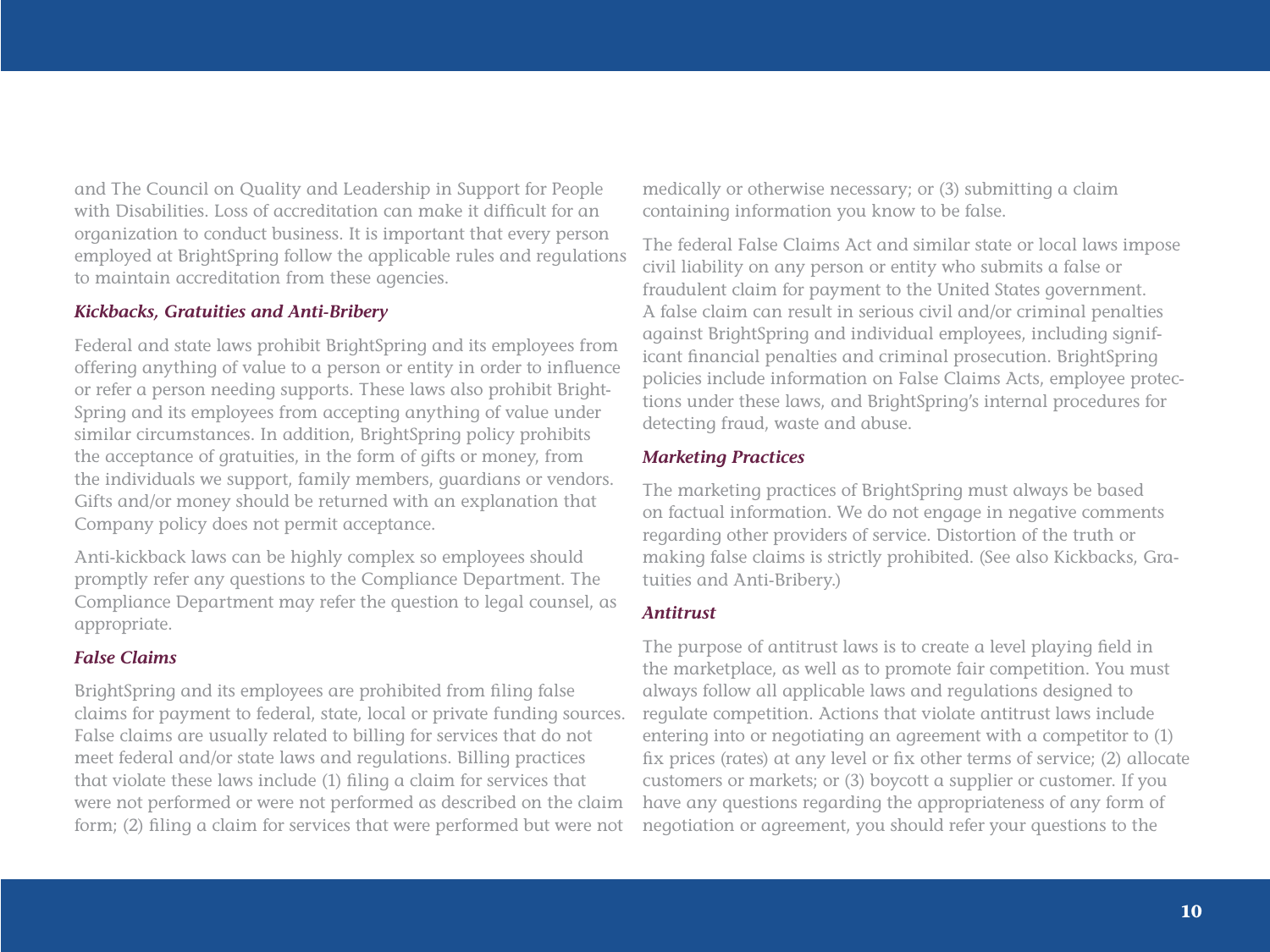and The Council on Quality and Leadership in Support for People with Disabilities. Loss of accreditation can make it difficult for an organization to conduct business. It is important that every person employed at BrightSpring follow the applicable rules and regulations to maintain accreditation from these agencies.

### *Kickbacks, Gratuities and Anti-Bribery*

Federal and state laws prohibit BrightSpring and its employees from offering anything of value to a person or entity in order to influence or refer a person needing supports. These laws also prohibit BrightSpring and its employees from accepting anything of value under similar circumstances. In addition, BrightSpring policy prohibits the acceptance of gratuities, in the form of gifts or money, from the individuals we support, family members, guardians or vendors. Gifts and/or money should be returned with an explanation that Company policy does not permit acceptance.

Anti-kickback laws can be highly complex so employees should promptly refer any questions to the Compliance Department. The Compliance Department may refer the question to legal counsel, as appropriate.

### *False Claims*

BrightSpring and its employees are prohibited from filing false claims for payment to federal, state, local or private funding sources. False claims are usually related to billing for services that do not meet federal and/or state laws and regulations. Billing practices that violate these laws include (1) filing a claim for services that were not performed or were not performed as described on the claim form; (2) filing a claim for services that were performed but were not medically or otherwise necessary; or (3) submitting a claim containing information you know to be false.

The federal False Claims Act and similar state or local laws impose civil liability on any person or entity who submits a false or fraudulent claim for payment to the United States government. A false claim can result in serious civil and/or criminal penalties against BrightSpring and individual employees, including significant financial penalties and criminal prosecution. BrightSpring policies include information on False Claims Acts, employee protections under these laws, and BrightSpring's internal procedures for detecting fraud, waste and abuse.

### *Marketing Practices*

The marketing practices of BrightSpring must always be based on factual information. We do not engage in negative comments regarding other providers of service. Distortion of the truth or making false claims is strictly prohibited. (See also Kickbacks, Gratuities and Anti-Bribery.)

### *Antitrust*

The purpose of antitrust laws is to create a level playing field in the marketplace, as well as to promote fair competition. You must always follow all applicable laws and regulations designed to regulate competition. Actions that violate antitrust laws include entering into or negotiating an agreement with a competitor to (1) fix prices (rates) at any level or fix other terms of service; (2) allocate customers or markets; or (3) boycott a supplier or customer. If you have any questions regarding the appropriateness of any form of negotiation or agreement, you should refer your questions to the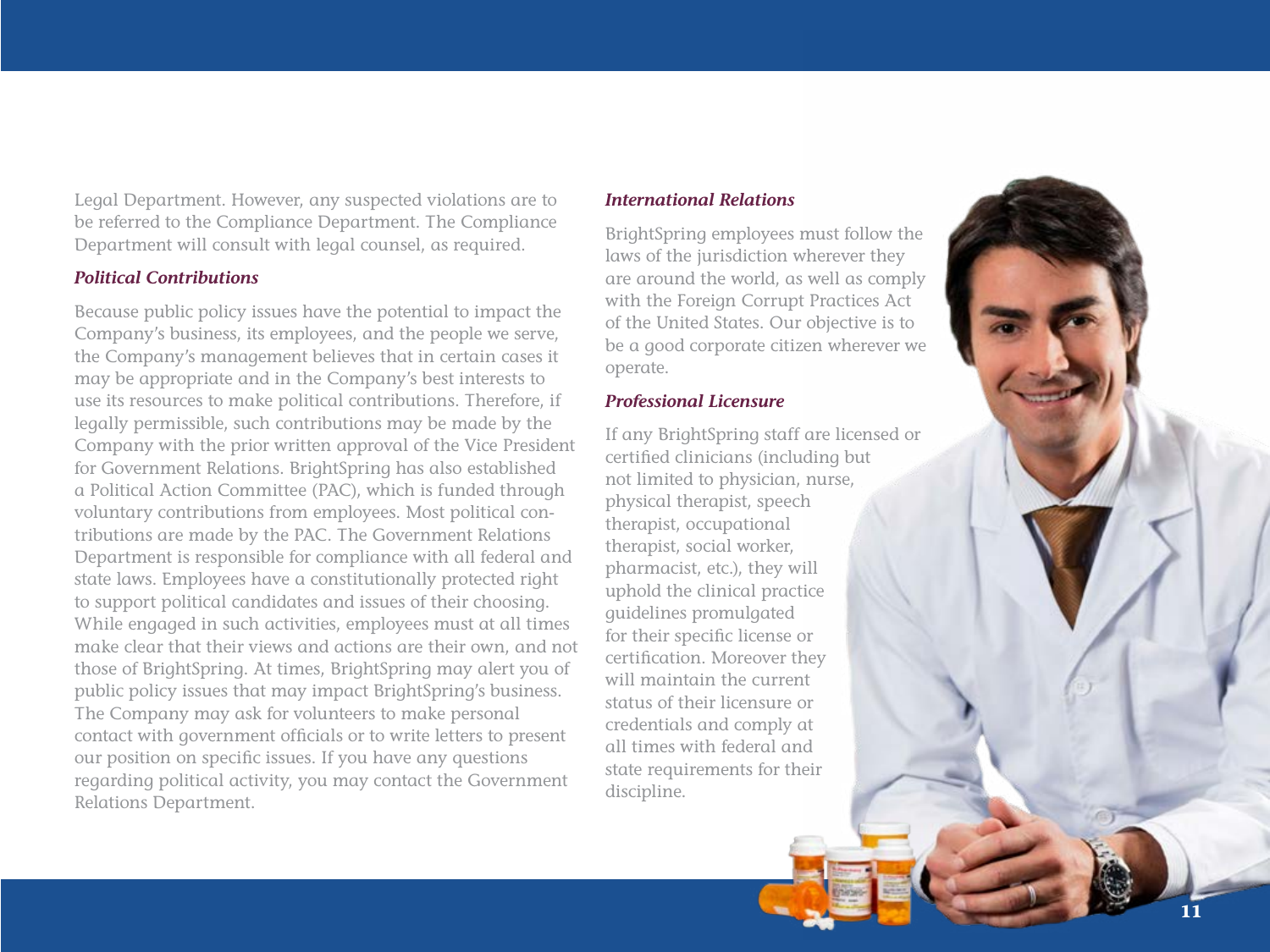Legal Department. However, any suspected violations are to be referred to the Compliance Department. The Compliance Department will consult with legal counsel, as required.

### *Political Contributions*

Because public policy issues have the potential to impact the Company's business, its employees, and the people we serve, the Company's management believes that in certain cases it may be appropriate and in the Company's best interests to use its resources to make political contributions. Therefore, if legally permissible, such contributions may be made by the Company with the prior written approval of the Vice President for Government Relations. BrightSpring has also established a Political Action Committee (PAC), which is funded through voluntary contributions from employees. Most political contributions are made by the PAC. The Government Relations Department is responsible for compliance with all federal and state laws. Employees have a constitutionally protected right to support political candidates and issues of their choosing. While engaged in such activities, employees must at all times make clear that their views and actions are their own, and not those of BrightSpring. At times, BrightSpring may alert you of public policy issues that may impact BrightSpring's business. The Company may ask for volunteers to make personal contact with government officials or to write letters to present our position on specific issues. If you have any questions regarding political activity, you may contact the Government Relations Department.

### *International Relations*

BrightSpring employees must follow the laws of the jurisdiction wherever they are around the world, as well as comply with the Foreign Corrupt Practices Act of the United States. Our objective is to be a good corporate citizen wherever we operate.

### *Professional Licensure*

If any BrightSpring staff are licensed or certified clinicians (including but not limited to physician, nurse, physical therapist, speech therapist, occupational therapist, social worker, pharmacist, etc.), they will uphold the clinical practice guidelines promulgated for their specific license or certification. Moreover they will maintain the current status of their licensure or credentials and comply at all times with federal and state requirements for their discipline.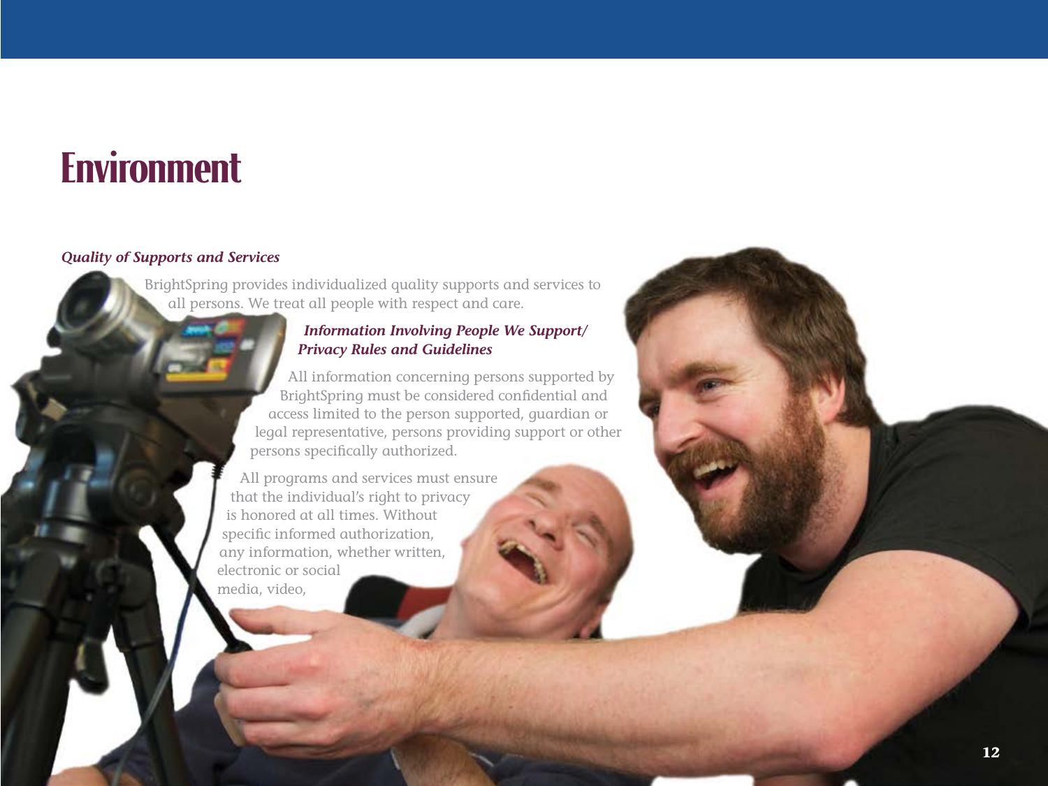# Environment

***Quality of Supports and Services***

BrightSpring provides individualized quality supports and services to all persons. We treat all people with respect and care.

***Information Involving People We Support/ Privacy Rules and Guidelines***

All information concerning persons supported by BrightSpring must be considered confidential and access limited to the person supported, guardian or legal representative, persons providing support or other persons specifically authorized.

All programs and services must ensure that the individual's right to privacy is honored at all times. Without specific informed authorization, any information, whether written, electronic or social media, video,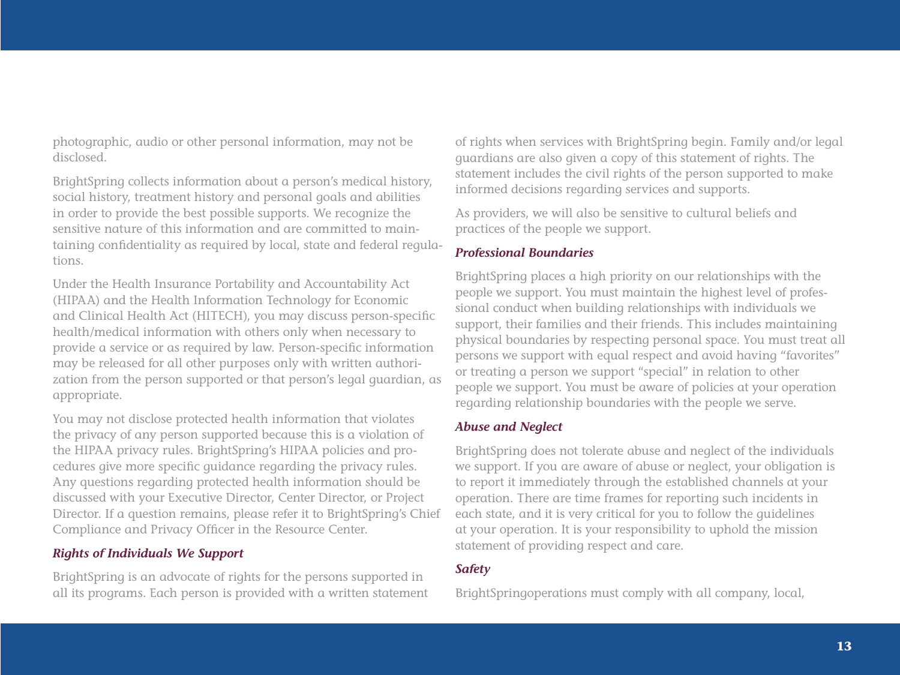photographic, audio or other personal information, may not be disclosed.

BrightSpring collects information about a person's medical history, social history, treatment history and personal goals and abilities in order to provide the best possible supports. We recognize the sensitive nature of this information and are committed to maintaining confidentiality as required by local, state and federal regulations.

Under the Health Insurance Portability and Accountability Act (HIPAA) and the Health Information Technology for Economic and Clinical Health Act (HITECH), you may discuss person-specific health/medical information with others only when necessary to provide a service or as required by law. Person-specific information may be released for all other purposes only with written authorization from the person supported or that person's legal guardian, as appropriate.

You may not disclose protected health information that violates the privacy of any person supported because this is a violation of the HIPAA privacy rules. BrightSpring's HIPAA policies and procedures give more specific guidance regarding the privacy rules. Any questions regarding protected health information should be discussed with your Executive Director, Center Director, or Project Director. If a question remains, please refer it to BrightSpring's Chief Compliance and Privacy Officer in the Resource Center.

### *Rights of Individuals We Support*

BrightSpring is an advocate of rights for the persons supported in all its programs. Each person is provided with a written statement of rights when services with BrightSpring begin. Family and/or legal guardians are also given a copy of this statement of rights. The statement includes the civil rights of the person supported to make informed decisions regarding services and supports.

As providers, we will also be sensitive to cultural beliefs and practices of the people we support.

### *Professional Boundaries*

BrightSpring places a high priority on our relationships with the people we support. You must maintain the highest level of professional conduct when building relationships with individuals we support, their families and their friends. This includes maintaining physical boundaries by respecting personal space. You must treat all persons we support with equal respect and avoid having "favorites" or treating a person we support "special" in relation to other people we support. You must be aware of policies at your operation regarding relationship boundaries with the people we serve.

### *Abuse and Neglect*

BrightSpring does not tolerate abuse and neglect of the individuals we support. If you are aware of abuse or neglect, your obligation is to report it immediately through the established channels at your operation. There are time frames for reporting such incidents in each state, and it is very critical for you to follow the guidelines at your operation. It is your responsibility to uphold the mission statement of providing respect and care.

### *Safety*

BrightSpringoperations must comply with all company, local,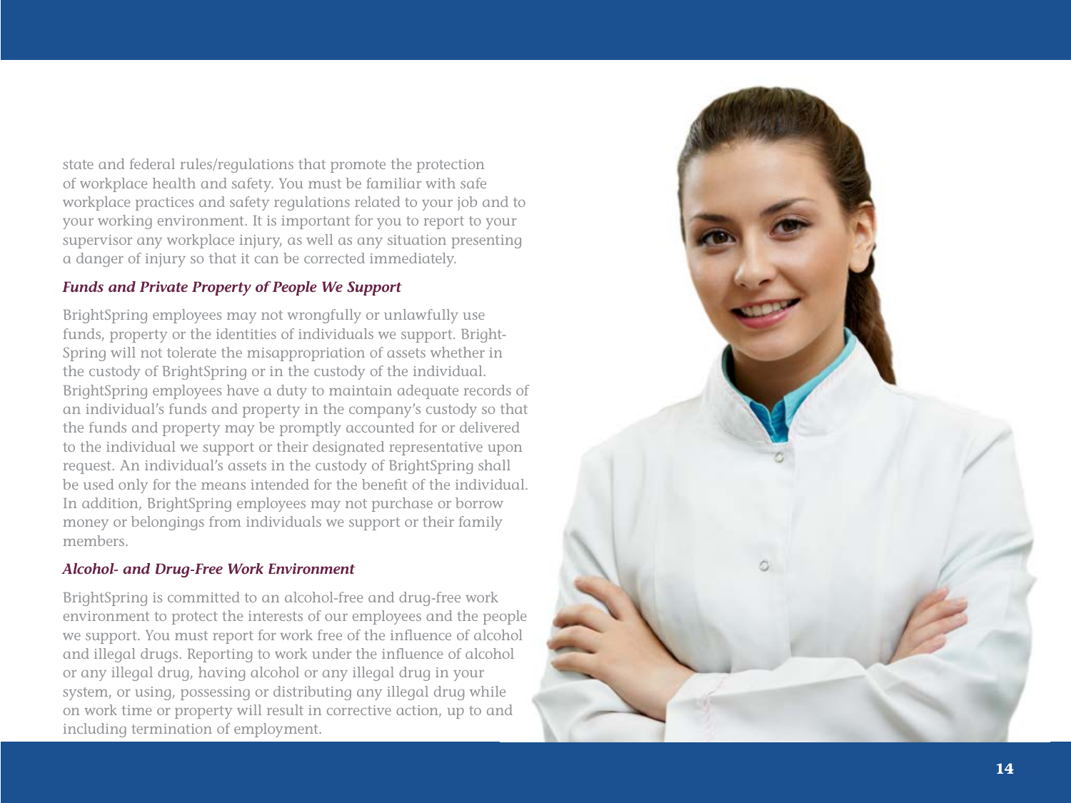state and federal rules/regulations that promote the protection of workplace health and safety. You must be familiar with safe workplace practices and safety regulations related to your job and to your working environment. It is important for you to report to your supervisor any workplace injury, as well as any situation presenting a danger of injury so that it can be corrected immediately.

### *Funds and Private Property of People We Support*

BrightSpring employees may not wrongfully or unlawfully use funds, property or the identities of individuals we support. BrightSpring will not tolerate the misappropriation of assets whether in the custody of BrightSpring or in the custody of the individual. BrightSpring employees have a duty to maintain adequate records of an individual's funds and property in the company's custody so that the funds and property may be promptly accounted for or delivered to the individual we support or their designated representative upon request. An individual's assets in the custody of BrightSpring shall be used only for the means intended for the benefit of the individual. In addition, BrightSpring employees may not purchase or borrow money or belongings from individuals we support or their family members.

### *Alcohol- and Drug-Free Work Environment*

BrightSpring is committed to an alcohol-free and drug-free work environment to protect the interests of our employees and the people we support. You must report for work free of the influence of alcohol and illegal drugs. Reporting to work under the influence of alcohol or any illegal drug, having alcohol or any illegal drug in your system, or using, possessing or distributing any illegal drug while on work time or property will result in corrective action, up to and including termination of employment.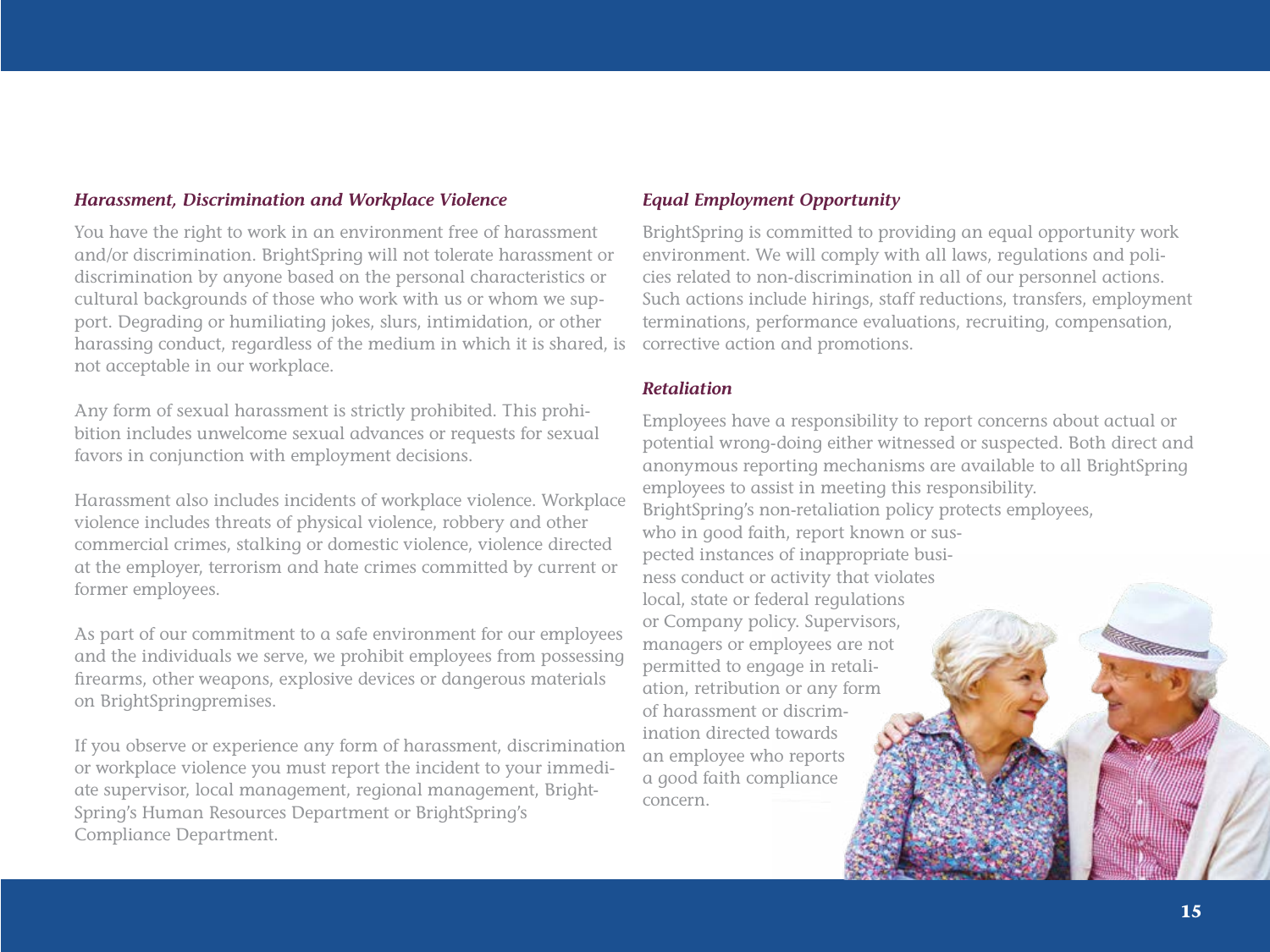### *Harassment, Discrimination and Workplace Violence*

You have the right to work in an environment free of harassment and/or discrimination. BrightSpring will not tolerate harassment or discrimination by anyone based on the personal characteristics or cultural backgrounds of those who work with us or whom we support. Degrading or humiliating jokes, slurs, intimidation, or other harassing conduct, regardless of the medium in which it is shared, is not acceptable in our workplace.

Any form of sexual harassment is strictly prohibited. This prohibition includes unwelcome sexual advances or requests for sexual favors in conjunction with employment decisions.

Harassment also includes incidents of workplace violence. Workplace violence includes threats of physical violence, robbery and other commercial crimes, stalking or domestic violence, violence directed at the employer, terrorism and hate crimes committed by current or former employees.

As part of our commitment to a safe environment for our employees and the individuals we serve, we prohibit employees from possessing firearms, other weapons, explosive devices or dangerous materials on BrightSpringpremises.

If you observe or experience any form of harassment, discrimination or workplace violence you must report the incident to your immediate supervisor, local management, regional management, BrightSpring's Human Resources Department or BrightSpring's Compliance Department.

### *Equal Employment Opportunity*

BrightSpring is committed to providing an equal opportunity work environment. We will comply with all laws, regulations and policies related to non-discrimination in all of our personnel actions. Such actions include hirings, staff reductions, transfers, employment terminations, performance evaluations, recruiting, compensation, corrective action and promotions.

### *Retaliation*

Employees have a responsibility to report concerns about actual or potential wrong-doing either witnessed or suspected. Both direct and anonymous reporting mechanisms are available to all BrightSpring employees to assist in meeting this responsibility. BrightSpring's non-retaliation policy protects employees, who in good faith, report known or suspected instances of inappropriate business conduct or activity that violates local, state or federal regulations or Company policy. Supervisors, managers or employees are not permitted to engage in retaliation, retribution or any form of harassment or discrimination directed towards an employee who reports a good faith compliance concern.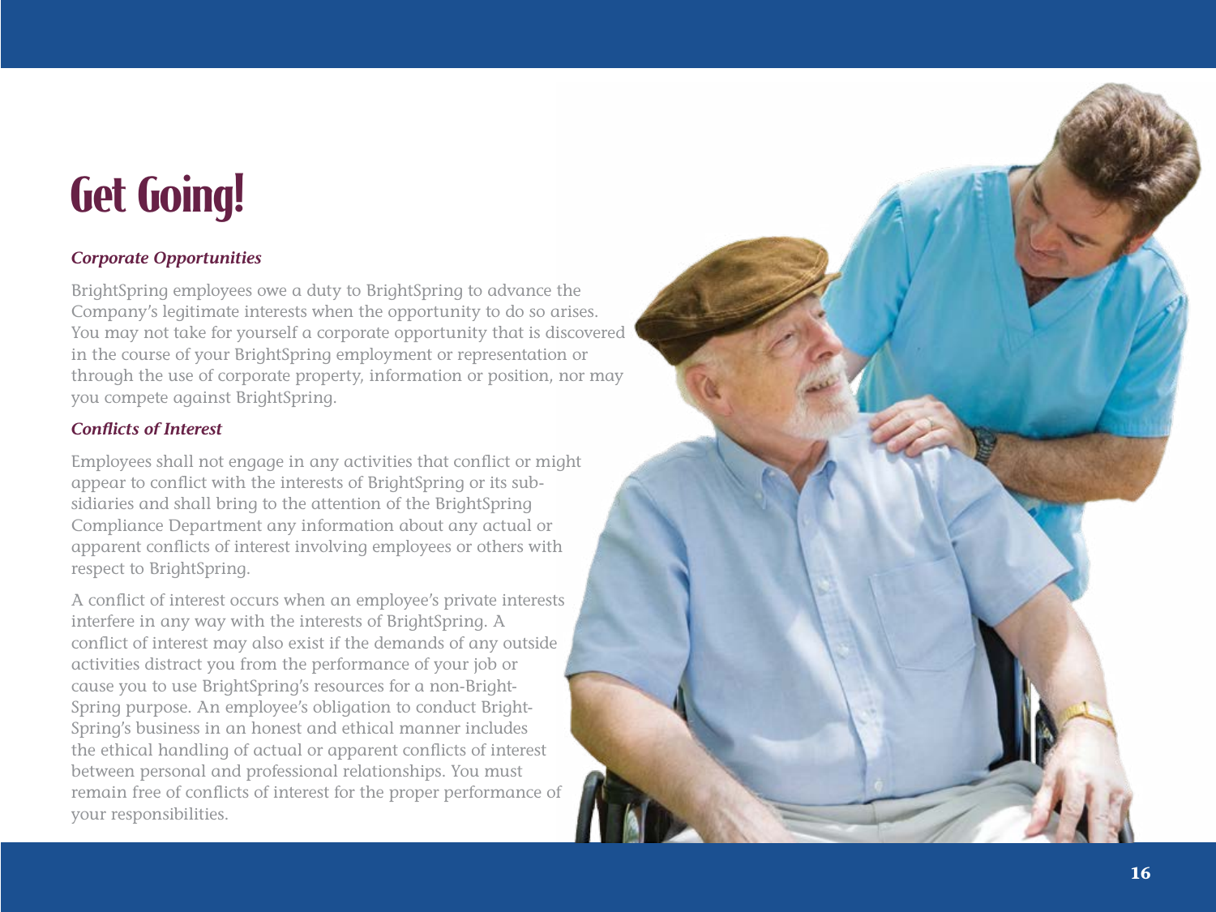# Get Going!

***Corporate Opportunities***

BrightSpring employees owe a duty to BrightSpring to advance the Company's legitimate interests when the opportunity to do so arises. You may not take for yourself a corporate opportunity that is discovered in the course of your BrightSpring employment or representation or through the use of corporate property, information or position, nor may you compete against BrightSpring.

***Conflicts of Interest***

Employees shall not engage in any activities that conflict or might appear to conflict with the interests of BrightSpring or its subsidiaries and shall bring to the attention of the BrightSpring Compliance Department any information about any actual or apparent conflicts of interest involving employees or others with respect to BrightSpring.

A conflict of interest occurs when an employee's private interests interfere in any way with the interests of BrightSpring. A conflict of interest may also exist if the demands of any outside activities distract you from the performance of your job or cause you to use BrightSpring's resources for a non-BrightSpring purpose. An employee's obligation to conduct BrightSpring's business in an honest and ethical manner includes the ethical handling of actual or apparent conflicts of interest between personal and professional relationships. You must remain free of conflicts of interest for the proper performance of your responsibilities.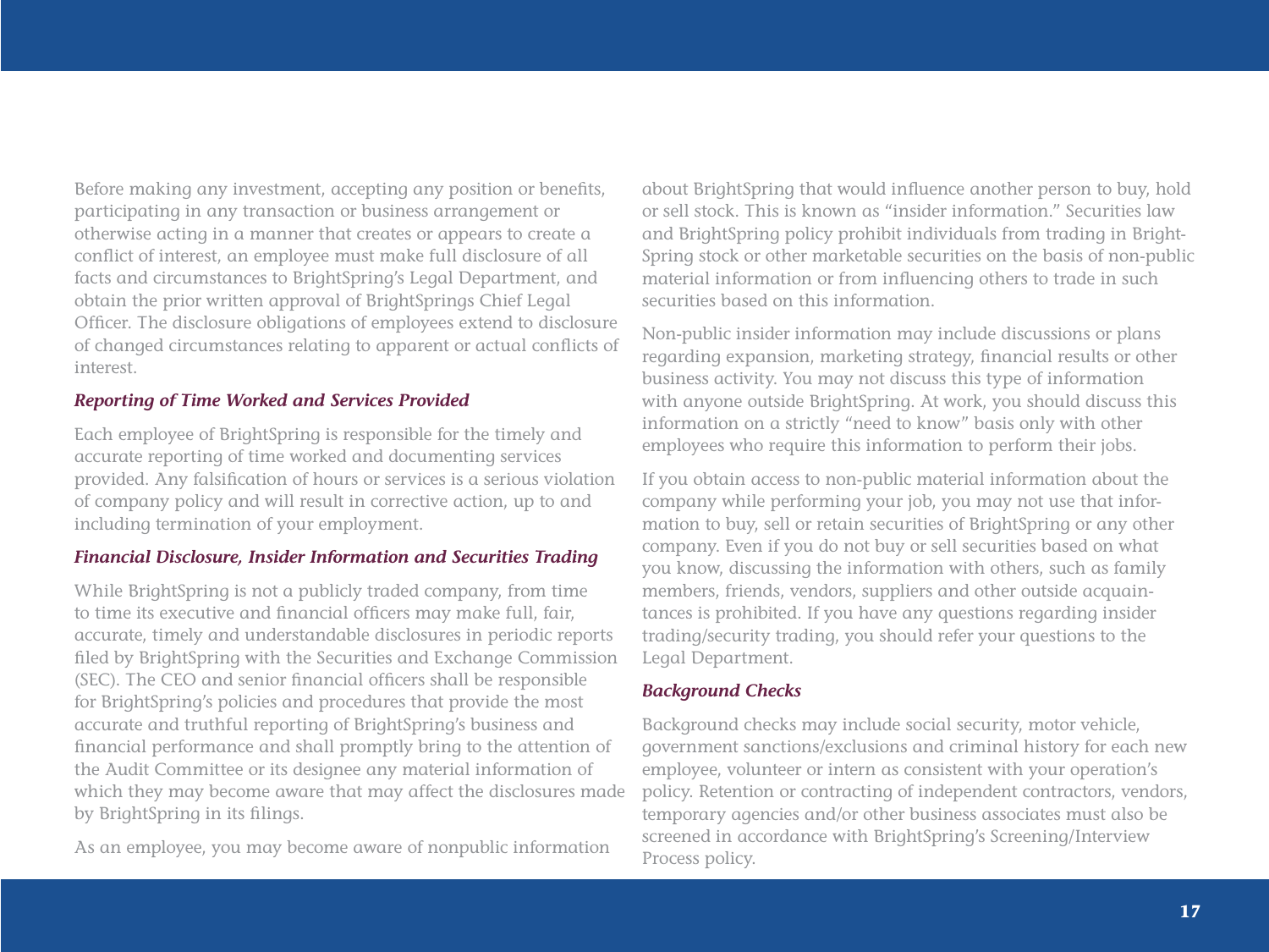Before making any investment, accepting any position or benefits, participating in any transaction or business arrangement or otherwise acting in a manner that creates or appears to create a conflict of interest, an employee must make full disclosure of all facts and circumstances to BrightSpring's Legal Department, and obtain the prior written approval of BrightSprings Chief Legal Officer. The disclosure obligations of employees extend to disclosure of changed circumstances relating to apparent or actual conflicts of interest.

### *Reporting of Time Worked and Services Provided*

Each employee of BrightSpring is responsible for the timely and accurate reporting of time worked and documenting services provided. Any falsification of hours or services is a serious violation of company policy and will result in corrective action, up to and including termination of your employment.

### *Financial Disclosure, Insider Information and Securities Trading*

While BrightSpring is not a publicly traded company, from time to time its executive and financial officers may make full, fair, accurate, timely and understandable disclosures in periodic reports filed by BrightSpring with the Securities and Exchange Commission (SEC). The CEO and senior financial officers shall be responsible for BrightSpring's policies and procedures that provide the most accurate and truthful reporting of BrightSpring's business and financial performance and shall promptly bring to the attention of the Audit Committee or its designee any material information of which they may become aware that may affect the disclosures made by BrightSpring in its filings.

As an employee, you may become aware of nonpublic information about BrightSpring that would influence another person to buy, hold or sell stock. This is known as "insider information." Securities law and BrightSpring policy prohibit individuals from trading in BrightSpring stock or other marketable securities on the basis of non-public material information or from influencing others to trade in such securities based on this information.

Non-public insider information may include discussions or plans regarding expansion, marketing strategy, financial results or other business activity. You may not discuss this type of information with anyone outside BrightSpring. At work, you should discuss this information on a strictly "need to know" basis only with other employees who require this information to perform their jobs.

If you obtain access to non-public material information about the company while performing your job, you may not use that information to buy, sell or retain securities of BrightSpring or any other company. Even if you do not buy or sell securities based on what you know, discussing the information with others, such as family members, friends, vendors, suppliers and other outside acquaintances is prohibited. If you have any questions regarding insider trading/security trading, you should refer your questions to the Legal Department.

### *Background Checks*

Background checks may include social security, motor vehicle, government sanctions/exclusions and criminal history for each new employee, volunteer or intern as consistent with your operation's policy. Retention or contracting of independent contractors, vendors, temporary agencies and/or other business associates must also be screened in accordance with BrightSpring's Screening/Interview Process policy.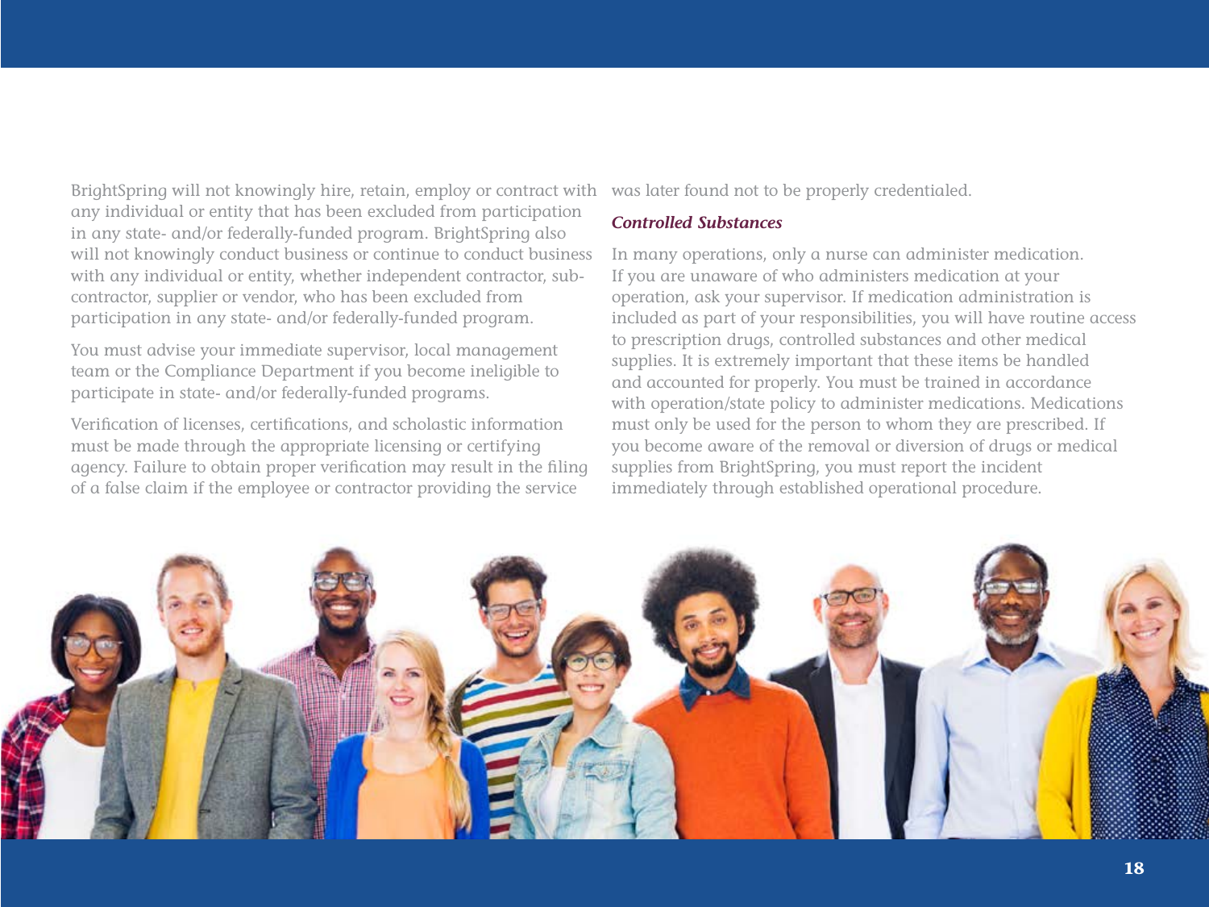BrightSpring will not knowingly hire, retain, employ or contract with any individual or entity that has been excluded from participation in any state- and/or federally-funded program. BrightSpring also will not knowingly conduct business or continue to conduct business with any individual or entity, whether independent contractor, subcontractor, supplier or vendor, who has been excluded from participation in any state- and/or federally-funded program.

You must advise your immediate supervisor, local management team or the Compliance Department if you become ineligible to participate in state- and/or federally-funded programs.

Verification of licenses, certifications, and scholastic information must be made through the appropriate licensing or certifying agency. Failure to obtain proper verification may result in the filing of a false claim if the employee or contractor providing the service was later found not to be properly credentialed.

### *Controlled Substances*

In many operations, only a nurse can administer medication. If you are unaware of who administers medication at your operation, ask your supervisor. If medication administration is included as part of your responsibilities, you will have routine access to prescription drugs, controlled substances and other medical supplies. It is extremely important that these items be handled and accounted for properly. You must be trained in accordance with operation/state policy to administer medications. Medications must only be used for the person to whom they are prescribed. If you become aware of the removal or diversion of drugs or medical supplies from BrightSpring, you must report the incident immediately through established operational procedure.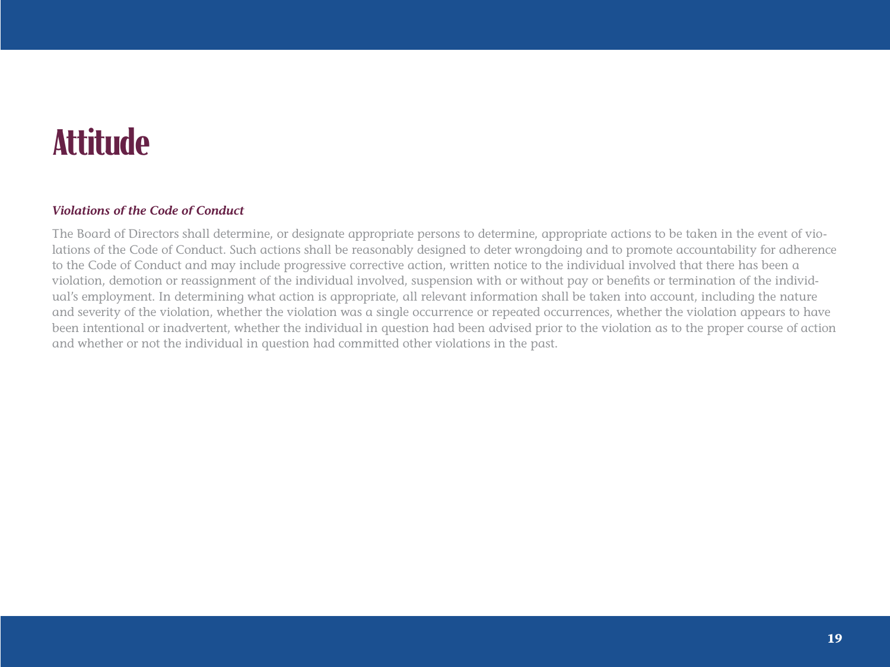# Attitude

***Violations of the Code of Conduct***

The Board of Directors shall determine, or designate appropriate persons to determine, appropriate actions to be taken in the event of violations of the Code of Conduct. Such actions shall be reasonably designed to deter wrongdoing and to promote accountability for adherence to the Code of Conduct and may include progressive corrective action, written notice to the individual involved that there has been a violation, demotion or reassignment of the individual involved, suspension with or without pay or benefits or termination of the individual's employment. In determining what action is appropriate, all relevant information shall be taken into account, including the nature and severity of the violation, whether the violation was a single occurrence or repeated occurrences, whether the violation appears to have been intentional or inadvertent, whether the individual in question had been advised prior to the violation as to the proper course of action and whether or not the individual in question had committed other violations in the past.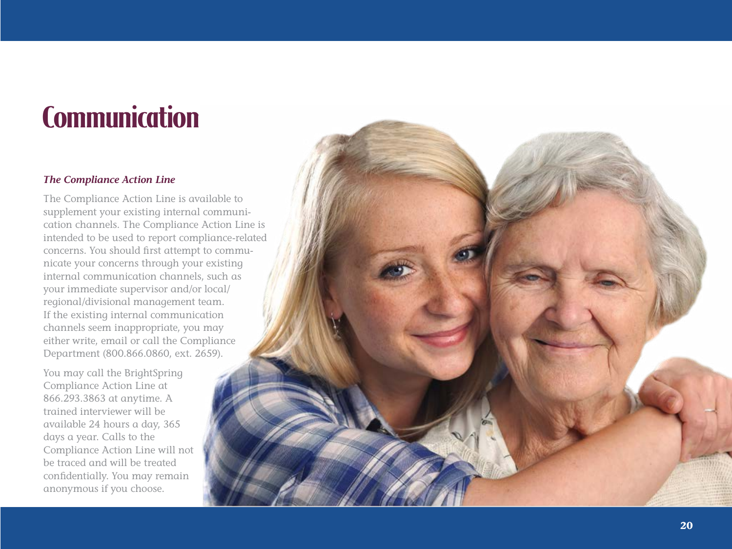# Communication

### *The Compliance Action Line*

The Compliance Action Line is available to supplement your existing internal communication channels. The Compliance Action Line is intended to be used to report compliance-related concerns. You should first attempt to communicate your concerns through your existing internal communication channels, such as your immediate supervisor and/or local/regional/divisional management team. If the existing internal communication channels seem inappropriate, you may either write, email or call the Compliance Department (800.866.0860, ext. 2659).

You may call the BrightSpring Compliance Action Line at 866.293.3863 at anytime. A trained interviewer will be available 24 hours a day, 365 days a year. Calls to the Compliance Action Line will not be traced and will be treated confidentially. You may remain anonymous if you choose.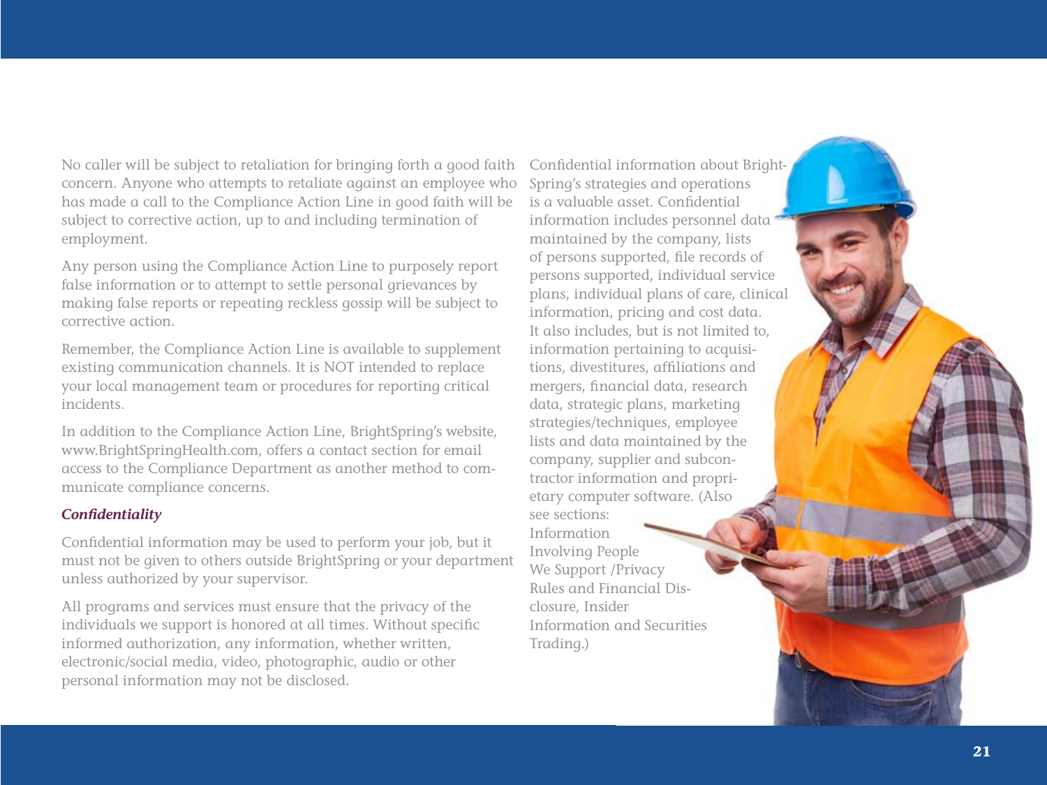No caller will be subject to retaliation for bringing forth a good faith concern. Anyone who attempts to retaliate against an employee who has made a call to the Compliance Action Line in good faith will be subject to corrective action, up to and including termination of employment.

Any person using the Compliance Action Line to purposely report false information or to attempt to settle personal grievances by making false reports or repeating reckless gossip will be subject to corrective action.

Remember, the Compliance Action Line is available to supplement existing communication channels. It is NOT intended to replace your local management team or procedures for reporting critical incidents.

In addition to the Compliance Action Line, BrightSpring's website, www.BrightSpringHealth.com, offers a contact section for email access to the Compliance Department as another method to communicate compliance concerns.

### *Confidentiality*

Confidential information may be used to perform your job, but it must not be given to others outside BrightSpring or your department unless authorized by your supervisor.

All programs and services must ensure that the privacy of the individuals we support is honored at all times. Without specific informed authorization, any information, whether written, electronic/social media, video, photographic, audio or other personal information may not be disclosed.

Confidential information about BrightSpring's strategies and operations is a valuable asset. Confidential information includes personnel data maintained by the company, lists of persons supported, file records of persons supported, individual service plans, individual plans of care, clinical information, pricing and cost data. It also includes, but is not limited to, information pertaining to acquisitions, divestitures, affiliations and mergers, financial data, research data, strategic plans, marketing strategies/techniques, employee lists and data maintained by the company, supplier and subcontractor information and proprietary computer software. (Also see sections: Information Involving People We Support /Privacy Rules and Financial Disclosure, Insider Information and Securities Trading.)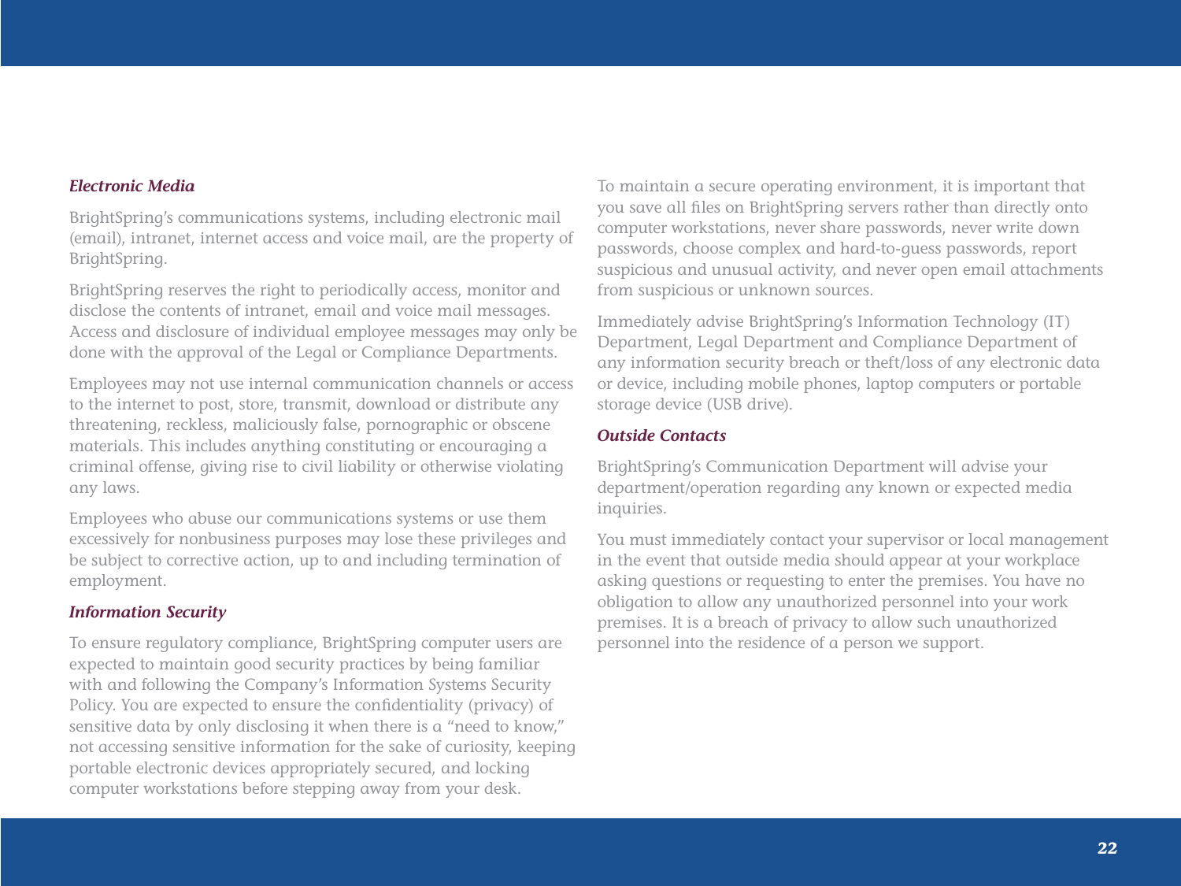### *Electronic Media*

BrightSpring's communications systems, including electronic mail (email), intranet, internet access and voice mail, are the property of BrightSpring.

BrightSpring reserves the right to periodically access, monitor and disclose the contents of intranet, email and voice mail messages. Access and disclosure of individual employee messages may only be done with the approval of the Legal or Compliance Departments.

Employees may not use internal communication channels or access to the internet to post, store, transmit, download or distribute any threatening, reckless, maliciously false, pornographic or obscene materials. This includes anything constituting or encouraging a criminal offense, giving rise to civil liability or otherwise violating any laws.

Employees who abuse our communications systems or use them excessively for nonbusiness purposes may lose these privileges and be subject to corrective action, up to and including termination of employment.

### *Information Security*

To ensure regulatory compliance, BrightSpring computer users are expected to maintain good security practices by being familiar with and following the Company's Information Systems Security Policy. You are expected to ensure the confidentiality (privacy) of sensitive data by only disclosing it when there is a "need to know," not accessing sensitive information for the sake of curiosity, keeping portable electronic devices appropriately secured, and locking computer workstations before stepping away from your desk.

To maintain a secure operating environment, it is important that you save all files on BrightSpring servers rather than directly onto computer workstations, never share passwords, never write down passwords, choose complex and hard-to-guess passwords, report suspicious and unusual activity, and never open email attachments from suspicious or unknown sources.

Immediately advise BrightSpring's Information Technology (IT) Department, Legal Department and Compliance Department of any information security breach or theft/loss of any electronic data or device, including mobile phones, laptop computers or portable storage device (USB drive).

### *Outside Contacts*

BrightSpring's Communication Department will advise your department/operation regarding any known or expected media inquiries.

You must immediately contact your supervisor or local management in the event that outside media should appear at your workplace asking questions or requesting to enter the premises. You have no obligation to allow any unauthorized personnel into your work premises. It is a breach of privacy to allow such unauthorized personnel into the residence of a person we support.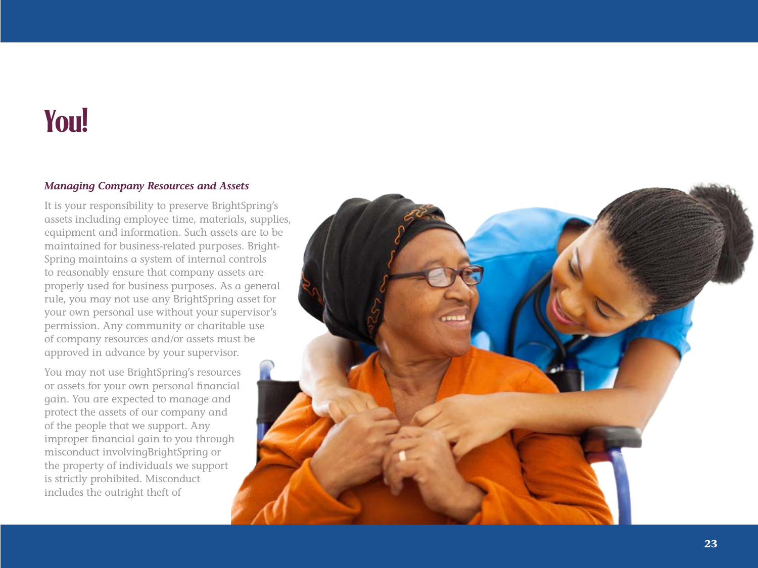# You!

### *Managing Company Resources and Assets*

It is your responsibility to preserve BrightSpring's assets including employee time, materials, supplies, equipment and information. Such assets are to be maintained for business-related purposes. BrightSpring maintains a system of internal controls to reasonably ensure that company assets are properly used for business purposes. As a general rule, you may not use any BrightSpring asset for your own personal use without your supervisor's permission. Any community or charitable use of company resources and/or assets must be approved in advance by your supervisor.

You may not use BrightSpring's resources or assets for your own personal financial gain. You are expected to manage and protect the assets of our company and of the people that we support. Any improper financial gain to you through misconduct involvingBrightSpring or the property of individuals we support is strictly prohibited. Misconduct includes the outright theft of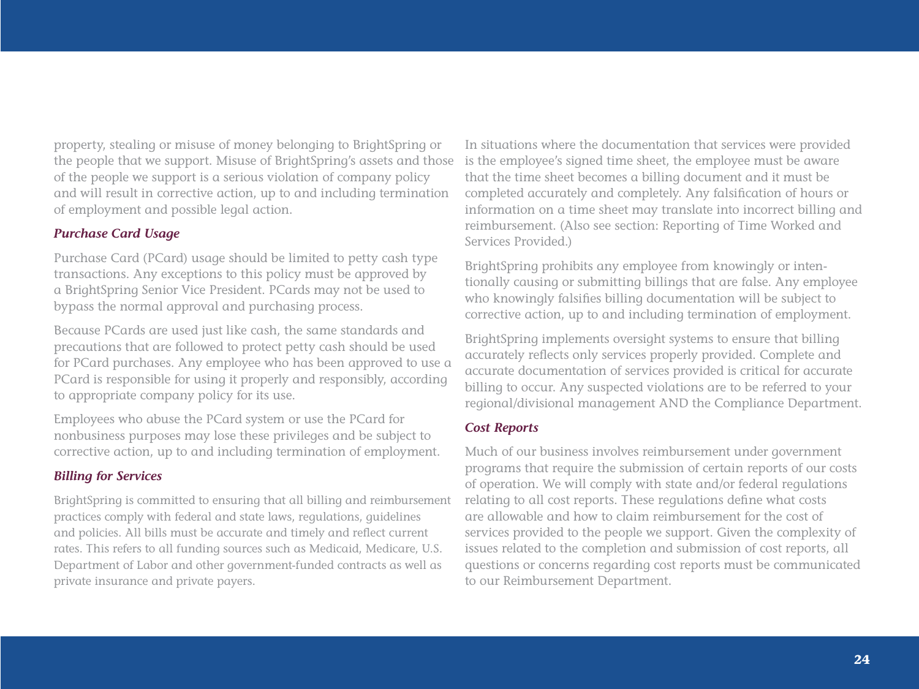property, stealing or misuse of money belonging to BrightSpring or the people that we support. Misuse of BrightSpring's assets and those of the people we support is a serious violation of company policy and will result in corrective action, up to and including termination of employment and possible legal action.

### *Purchase Card Usage*

Purchase Card (PCard) usage should be limited to petty cash type transactions. Any exceptions to this policy must be approved by a BrightSpring Senior Vice President. PCards may not be used to bypass the normal approval and purchasing process.

Because PCards are used just like cash, the same standards and precautions that are followed to protect petty cash should be used for PCard purchases. Any employee who has been approved to use a PCard is responsible for using it properly and responsibly, according to appropriate company policy for its use.

Employees who abuse the PCard system or use the PCard for nonbusiness purposes may lose these privileges and be subject to corrective action, up to and including termination of employment.

### *Billing for Services*

BrightSpring is committed to ensuring that all billing and reimbursement practices comply with federal and state laws, regulations, guidelines and policies. All bills must be accurate and timely and reflect current rates. This refers to all funding sources such as Medicaid, Medicare, U.S. Department of Labor and other government-funded contracts as well as private insurance and private payers.

In situations where the documentation that services were provided is the employee's signed time sheet, the employee must be aware that the time sheet becomes a billing document and it must be completed accurately and completely. Any falsification of hours or information on a time sheet may translate into incorrect billing and reimbursement. (Also see section: Reporting of Time Worked and Services Provided.)

BrightSpring prohibits any employee from knowingly or intentionally causing or submitting billings that are false. Any employee who knowingly falsifies billing documentation will be subject to corrective action, up to and including termination of employment.

BrightSpring implements oversight systems to ensure that billing accurately reflects only services properly provided. Complete and accurate documentation of services provided is critical for accurate billing to occur. Any suspected violations are to be referred to your regional/divisional management AND the Compliance Department.

### *Cost Reports*

Much of our business involves reimbursement under government programs that require the submission of certain reports of our costs of operation. We will comply with state and/or federal regulations relating to all cost reports. These regulations define what costs are allowable and how to claim reimbursement for the cost of services provided to the people we support. Given the complexity of issues related to the completion and submission of cost reports, all questions or concerns regarding cost reports must be communicated to our Reimbursement Department.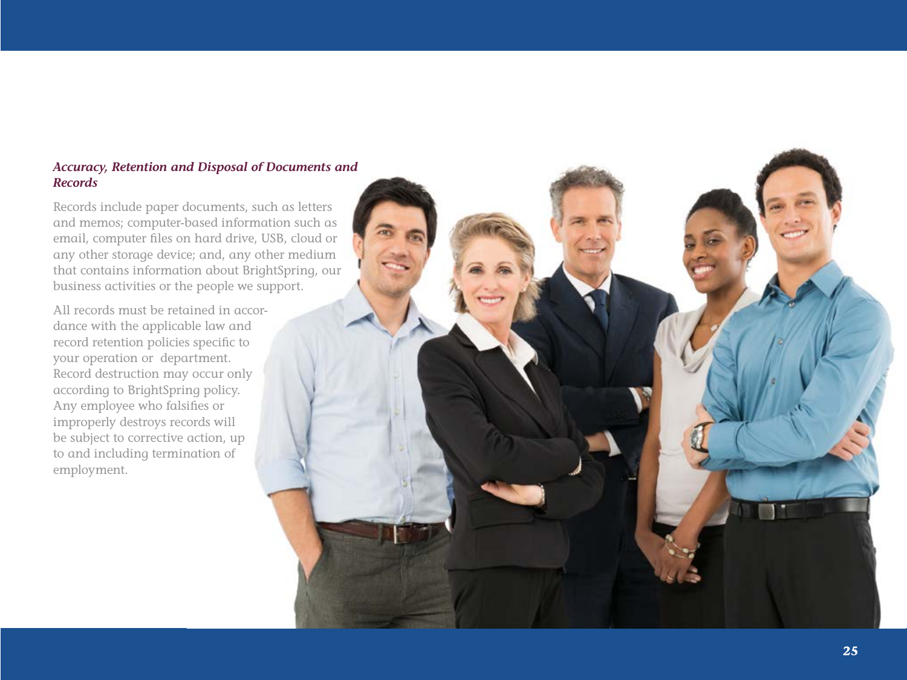### *Accuracy, Retention and Disposal of Documents and Records*

Records include paper documents, such as letters and memos; computer-based information such as email, computer files on hard drive, USB, cloud or any other storage device; and, any other medium that contains information about BrightSpring, our business activities or the people we support.

All records must be retained in accordance with the applicable law and record retention policies specific to your operation or department. Record destruction may occur only according to BrightSpring policy. Any employee who falsifies or improperly destroys records will be subject to corrective action, up to and including termination of employment.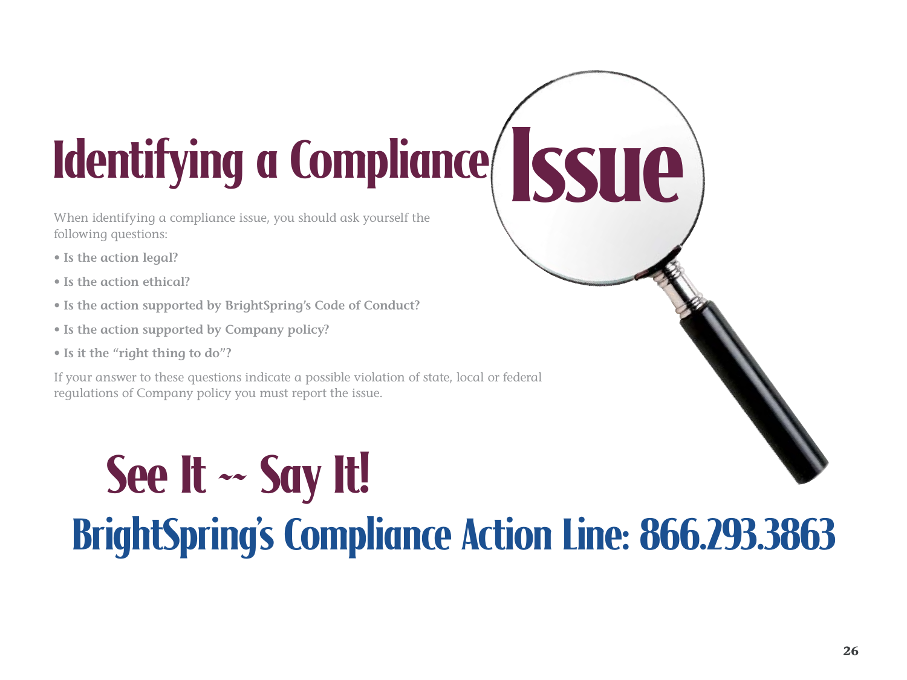# Identifying a Compliance Issue

When identifying a compliance issue, you should ask yourself the following questions:

- **Is the action legal?**
- **Is the action ethical?**
- **Is the action supported by BrightSpring's Code of Conduct?**
- **Is the action supported by Company policy?**
- **Is it the "right thing to do"?**

If your answer to these questions indicate a possible violation of state, local or federal regulations of Company policy you must report the issue.

## See It ~~ Say It!

## BrightSpring's Compliance Action Line: 866.293.3863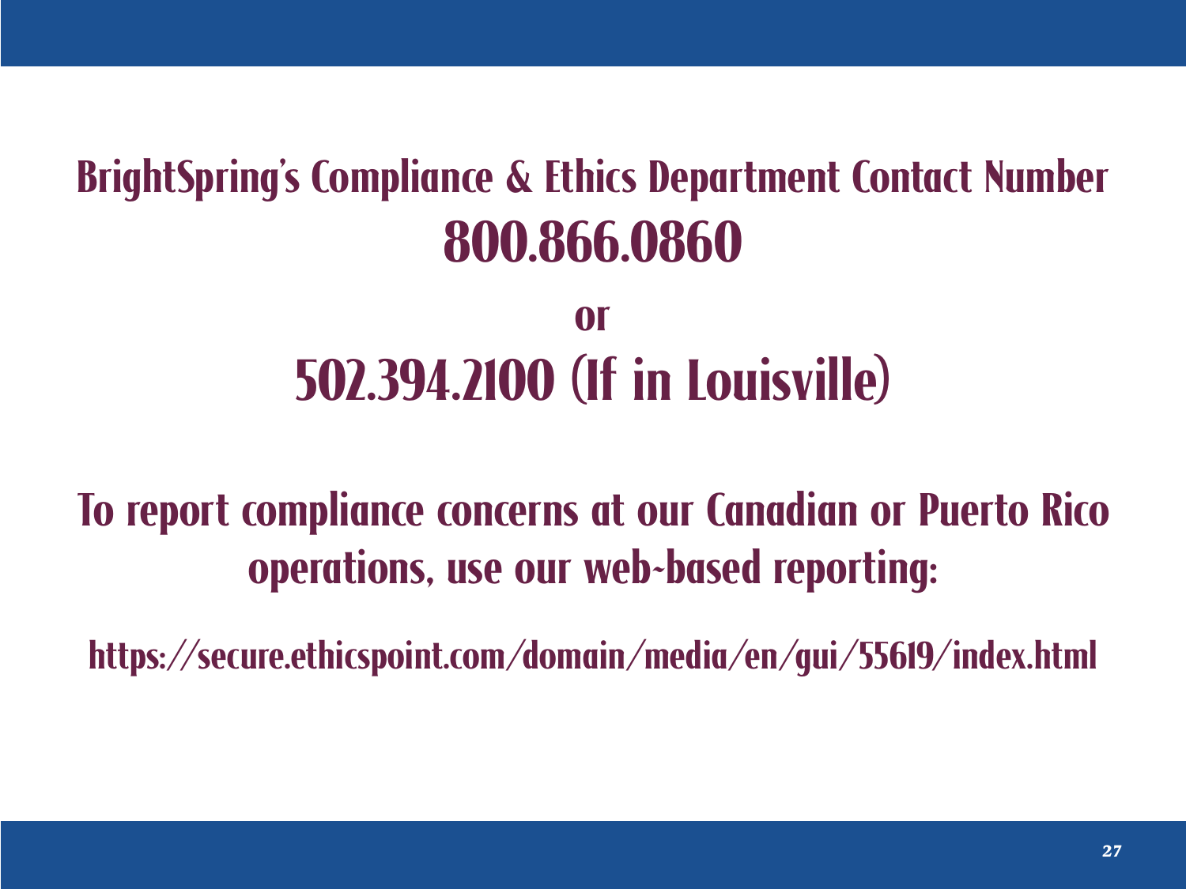## BrightSpring's Compliance & Ethics Department Contact Number

# 800.866.0860

## or

# 502.394.2100 (If in Louisville)

## To report compliance concerns at our Canadian or Puerto Rico operations, use our web-based reporting:

https://secure.ethicspoint.com/domain/media/en/gui/55619/index.html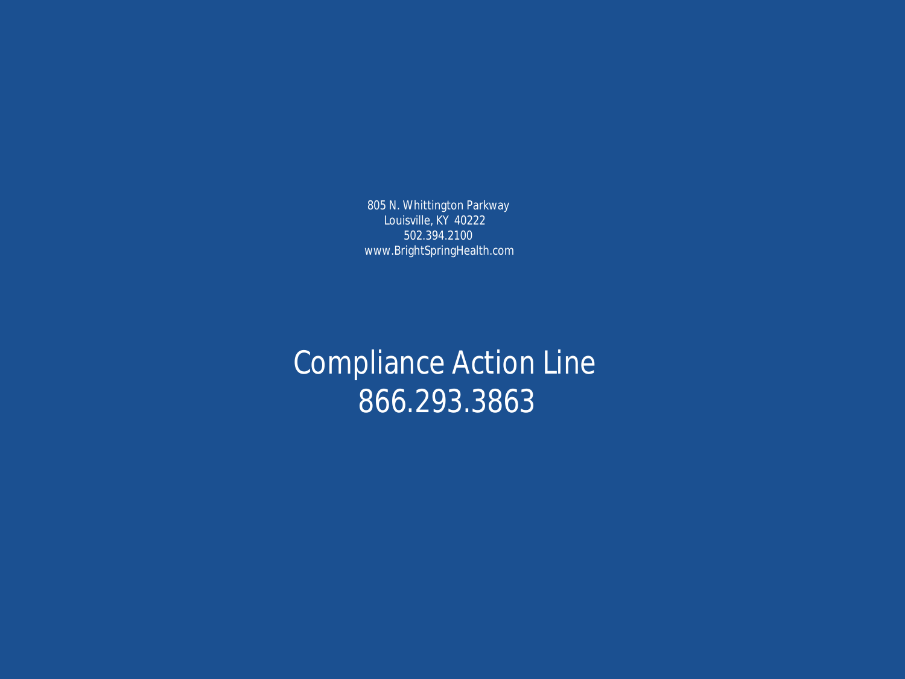805 N. Whittington Parkway
Louisville, KY 40222
502.394.2100
www.BrightSpringHealth.com

Compliance Action Line
866.293.3863